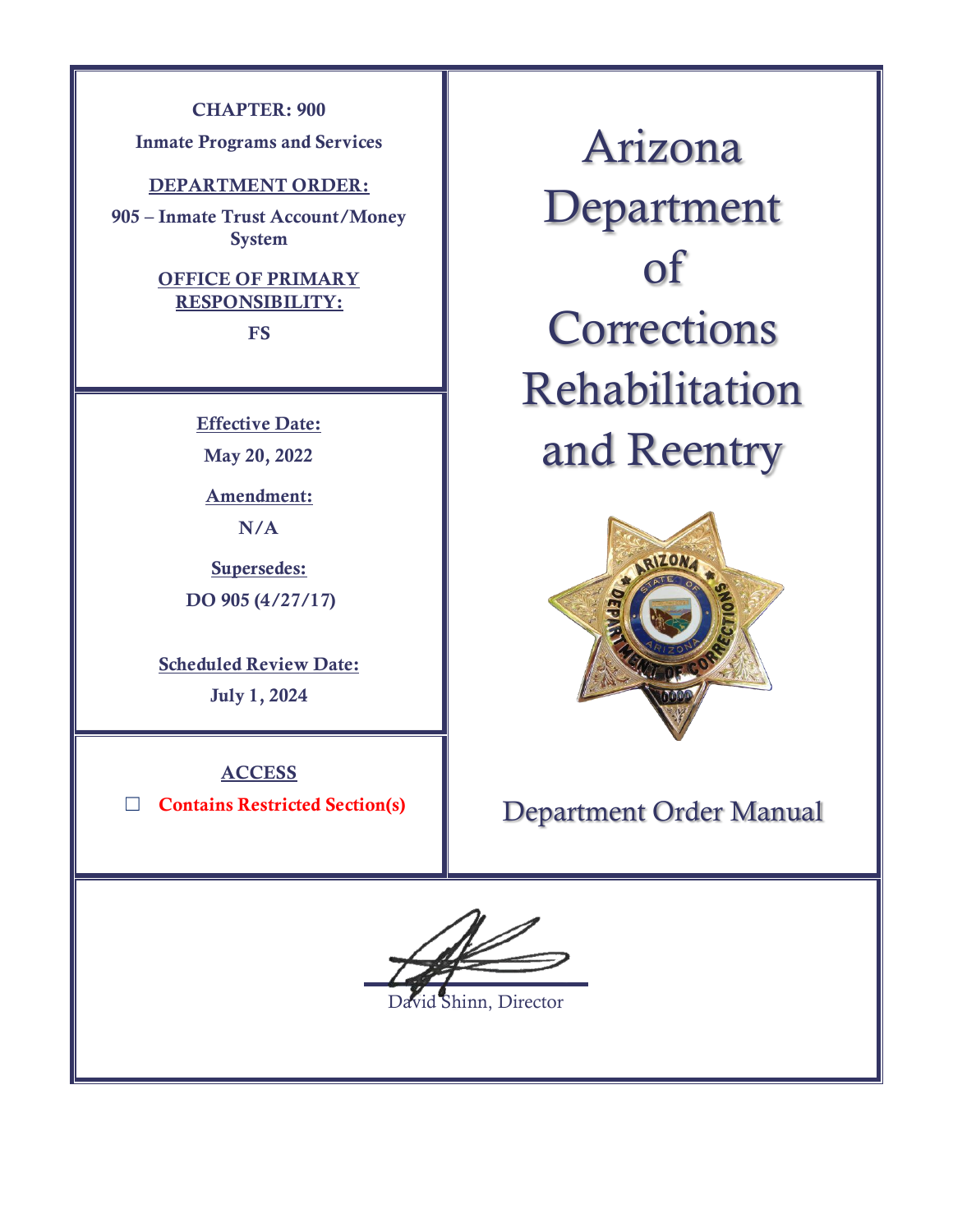**CHAPTER: 900**

**Inmate Programs and Services**

**DEPARTMENT ORDER:**

**905 – Inmate Trust Account/Money System**

**OFFICE OF PRIMARY RESPONSIBILITY:**

**FS**

# Arizona Department of Corrections Rehabilitation and Reentry

**Effective Date:**

**May 20, 2022**

**Amendment:**

**N/A**

**Supersedes:**

**DO 905 (4/27/17)**

**Scheduled Review Date:**

**July 1, 2024**

**ACCESS**

☐ **Contains Restricted Section(s)**

Department Order Manual

David Shinn, Director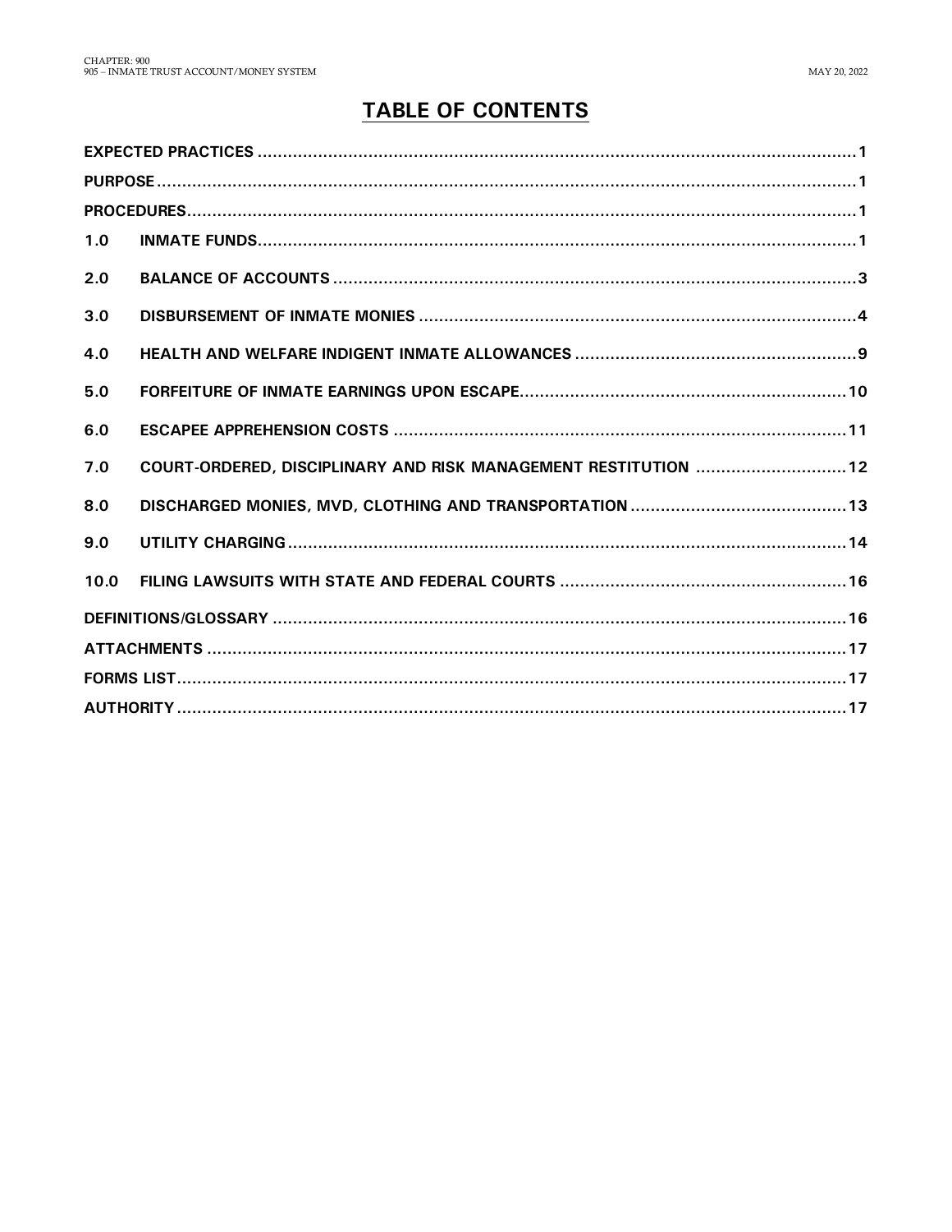# TABLE OF CONTENTS

| | | |
|---|---|---|
| **EXPECTED PRACTICES** | | **1** |
| **PURPOSE** | | **1** |
| **PROCEDURES** | | **1** |
| **1.0** | **INMATE FUNDS** | **1** |
| **2.0** | **BALANCE OF ACCOUNTS** | **3** |
| **3.0** | **DISBURSEMENT OF INMATE MONIES** | **4** |
| **4.0** | **HEALTH AND WELFARE INDIGENT INMATE ALLOWANCES** | **9** |
| **5.0** | **FORFEITURE OF INMATE EARNINGS UPON ESCAPE** | **10** |
| **6.0** | **ESCAPEE APPREHENSION COSTS** | **11** |
| **7.0** | **COURT-ORDERED, DISCIPLINARY AND RISK MANAGEMENT RESTITUTION** | **12** |
| **8.0** | **DISCHARGED MONIES, MVD, CLOTHING AND TRANSPORTATION** | **13** |
| **9.0** | **UTILITY CHARGING** | **14** |
| **10.0** | **FILING LAWSUITS WITH STATE AND FEDERAL COURTS** | **16** |
| **DEFINITIONS/GLOSSARY** | | **16** |
| **ATTACHMENTS** | | **17** |
| **FORMS LIST** | | **17** |
| **AUTHORITY** | | **17** |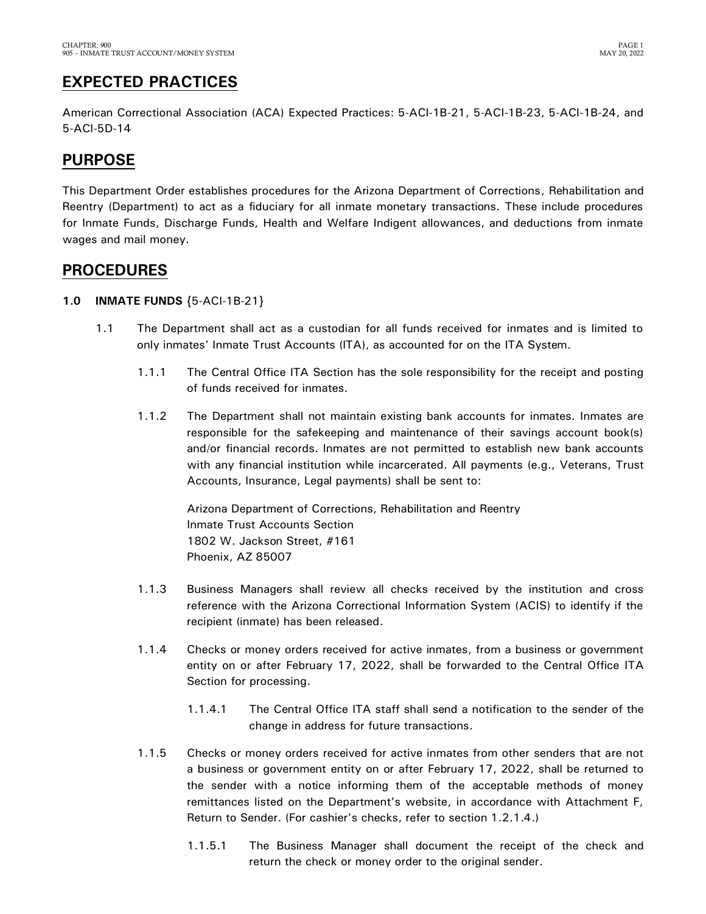## EXPECTED PRACTICES

American Correctional Association (ACA) Expected Practices: 5-ACI-1B-21, 5-ACI-1B-23, 5-ACI-1B-24, and 5-ACI-5D-14

## PURPOSE

This Department Order establishes procedures for the Arizona Department of Corrections, Rehabilitation and Reentry (Department) to act as a fiduciary for all inmate monetary transactions. These include procedures for Inmate Funds, Discharge Funds, Health and Welfare Indigent allowances, and deductions from inmate wages and mail money.

## PROCEDURES

**1.0 INMATE FUNDS** {5-ACI-1B-21}

1.1 The Department shall act as a custodian for all funds received for inmates and is limited to only inmates' Inmate Trust Accounts (ITA), as accounted for on the ITA System.

1.1.1 The Central Office ITA Section has the sole responsibility for the receipt and posting of funds received for inmates.

1.1.2 The Department shall not maintain existing bank accounts for inmates. Inmates are responsible for the safekeeping and maintenance of their savings account book(s) and/or financial records. Inmates are not permitted to establish new bank accounts with any financial institution while incarcerated. All payments (e.g., Veterans, Trust Accounts, Insurance, Legal payments) shall be sent to:

Arizona Department of Corrections, Rehabilitation and Reentry
Inmate Trust Accounts Section
1802 W. Jackson Street, #161
Phoenix, AZ 85007

1.1.3 Business Managers shall review all checks received by the institution and cross reference with the Arizona Correctional Information System (ACIS) to identify if the recipient (inmate) has been released.

1.1.4 Checks or money orders received for active inmates, from a business or government entity on or after February 17, 2022, shall be forwarded to the Central Office ITA Section for processing.

1.1.4.1 The Central Office ITA staff shall send a notification to the sender of the change in address for future transactions.

1.1.5 Checks or money orders received for active inmates from other senders that are not a business or government entity on or after February 17, 2022, shall be returned to the sender with a notice informing them of the acceptable methods of money remittances listed on the Department's website, in accordance with Attachment F, Return to Sender. (For cashier's checks, refer to section 1.2.1.4.)

1.1.5.1 The Business Manager shall document the receipt of the check and return the check or money order to the original sender.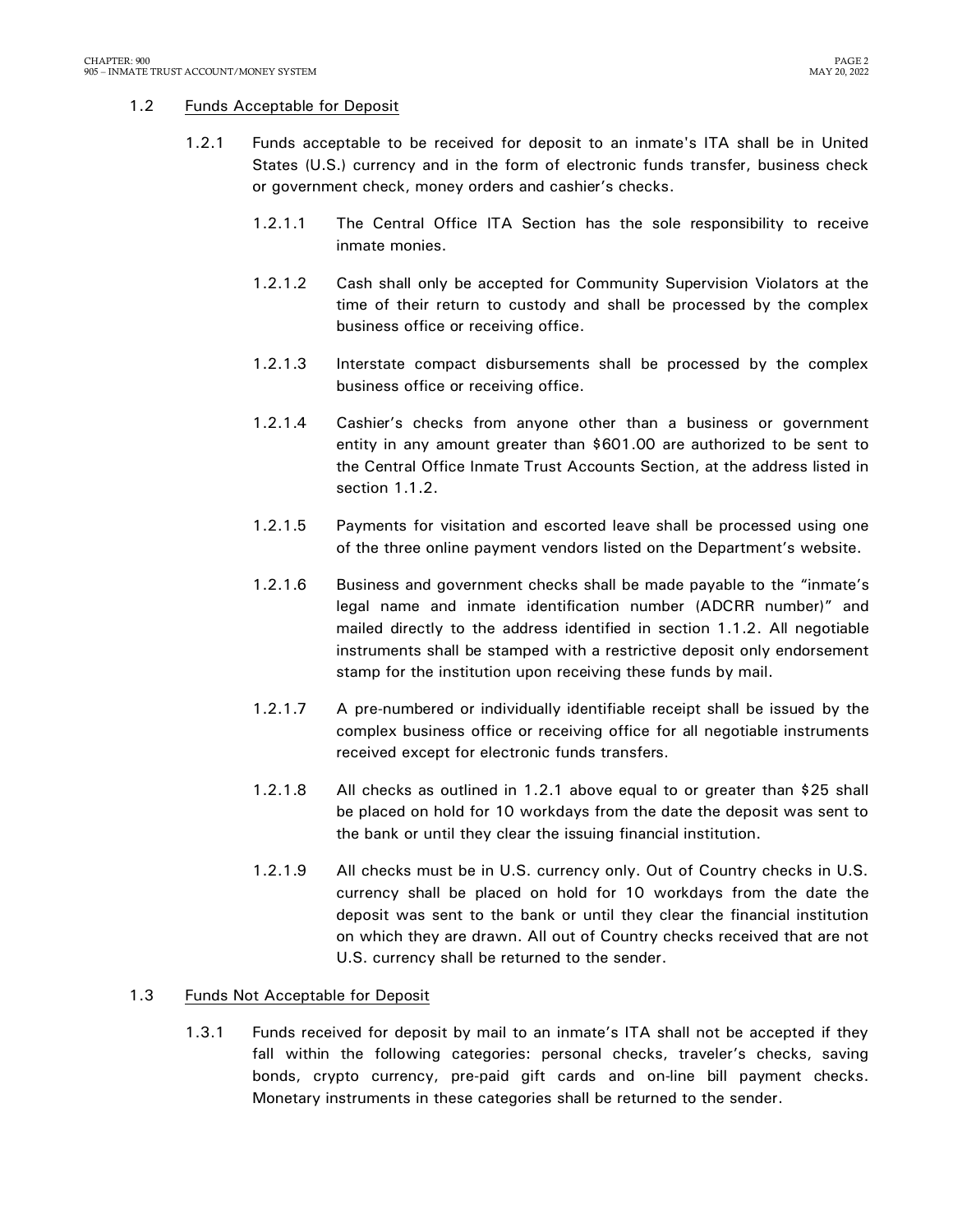## 1.2 Funds Acceptable for Deposit

1.2.1 Funds acceptable to be received for deposit to an inmate's ITA shall be in United States (U.S.) currency and in the form of electronic funds transfer, business check or government check, money orders and cashier's checks.

1.2.1.1 The Central Office ITA Section has the sole responsibility to receive inmate monies.

1.2.1.2 Cash shall only be accepted for Community Supervision Violators at the time of their return to custody and shall be processed by the complex business office or receiving office.

1.2.1.3 Interstate compact disbursements shall be processed by the complex business office or receiving office.

1.2.1.4 Cashier's checks from anyone other than a business or government entity in any amount greater than $601.00 are authorized to be sent to the Central Office Inmate Trust Accounts Section, at the address listed in section 1.1.2.

1.2.1.5 Payments for visitation and escorted leave shall be processed using one of the three online payment vendors listed on the Department's website.

1.2.1.6 Business and government checks shall be made payable to the "inmate's legal name and inmate identification number (ADCRR number)" and mailed directly to the address identified in section 1.1.2. All negotiable instruments shall be stamped with a restrictive deposit only endorsement stamp for the institution upon receiving these funds by mail.

1.2.1.7 A pre-numbered or individually identifiable receipt shall be issued by the complex business office or receiving office for all negotiable instruments received except for electronic funds transfers.

1.2.1.8 All checks as outlined in 1.2.1 above equal to or greater than $25 shall be placed on hold for 10 workdays from the date the deposit was sent to the bank or until they clear the issuing financial institution.

1.2.1.9 All checks must be in U.S. currency only. Out of Country checks in U.S. currency shall be placed on hold for 10 workdays from the date the deposit was sent to the bank or until they clear the financial institution on which they are drawn. All out of Country checks received that are not U.S. currency shall be returned to the sender.

## 1.3 Funds Not Acceptable for Deposit

1.3.1 Funds received for deposit by mail to an inmate's ITA shall not be accepted if they fall within the following categories: personal checks, traveler's checks, saving bonds, crypto currency, pre-paid gift cards and on-line bill payment checks. Monetary instruments in these categories shall be returned to the sender.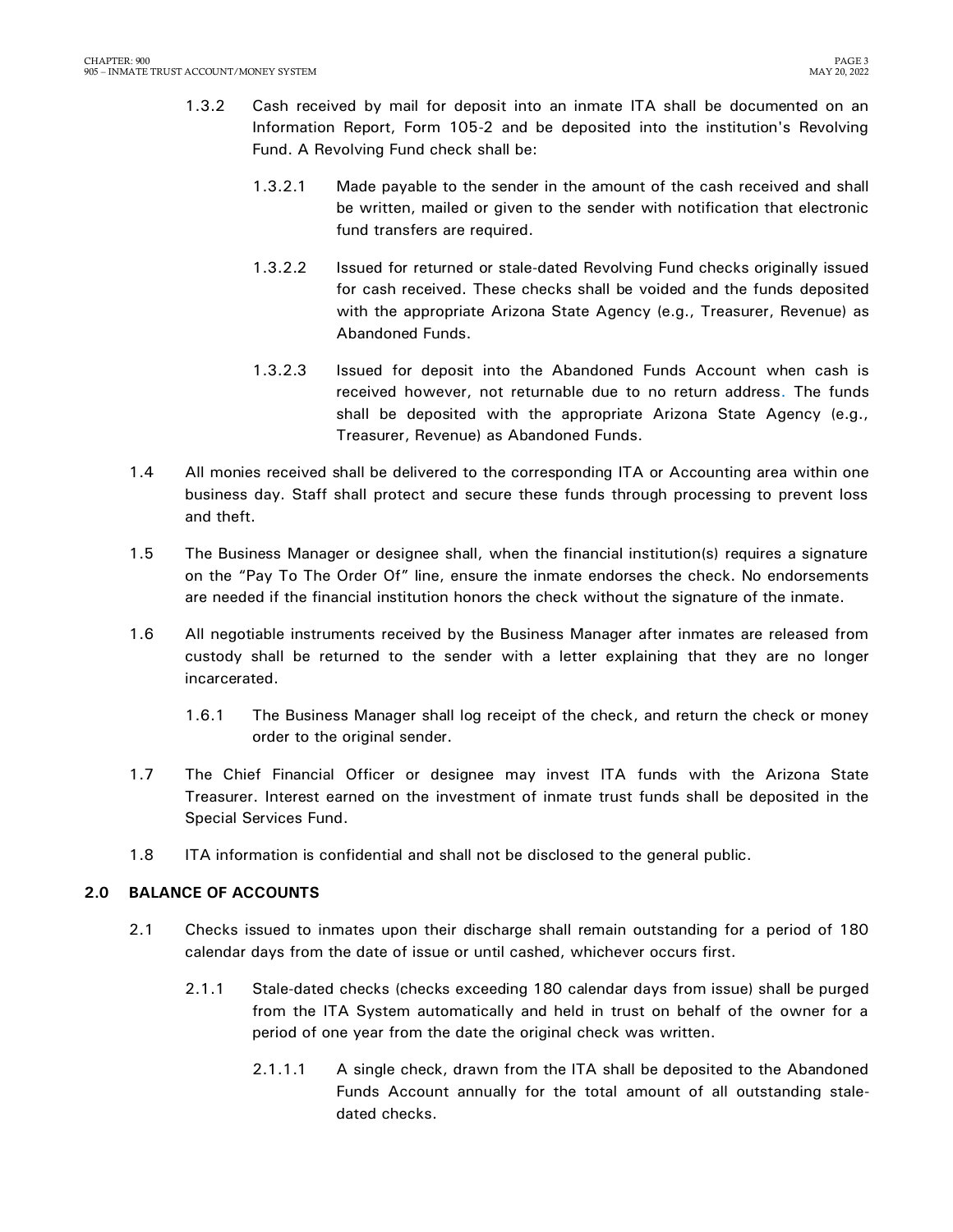1.3.2 Cash received by mail for deposit into an inmate ITA shall be documented on an Information Report, Form 105-2 and be deposited into the institution's Revolving Fund. A Revolving Fund check shall be:

1.3.2.1 Made payable to the sender in the amount of the cash received and shall be written, mailed or given to the sender with notification that electronic fund transfers are required.

1.3.2.2 Issued for returned or stale-dated Revolving Fund checks originally issued for cash received. These checks shall be voided and the funds deposited with the appropriate Arizona State Agency (e.g., Treasurer, Revenue) as Abandoned Funds.

1.3.2.3 Issued for deposit into the Abandoned Funds Account when cash is received however, not returnable due to no return address. The funds shall be deposited with the appropriate Arizona State Agency (e.g., Treasurer, Revenue) as Abandoned Funds.

1.4 All monies received shall be delivered to the corresponding ITA or Accounting area within one business day. Staff shall protect and secure these funds through processing to prevent loss and theft.

1.5 The Business Manager or designee shall, when the financial institution(s) requires a signature on the "Pay To The Order Of" line, ensure the inmate endorses the check. No endorsements are needed if the financial institution honors the check without the signature of the inmate.

1.6 All negotiable instruments received by the Business Manager after inmates are released from custody shall be returned to the sender with a letter explaining that they are no longer incarcerated.

1.6.1 The Business Manager shall log receipt of the check, and return the check or money order to the original sender.

1.7 The Chief Financial Officer or designee may invest ITA funds with the Arizona State Treasurer. Interest earned on the investment of inmate trust funds shall be deposited in the Special Services Fund.

1.8 ITA information is confidential and shall not be disclosed to the general public.

## 2.0 BALANCE OF ACCOUNTS

2.1 Checks issued to inmates upon their discharge shall remain outstanding for a period of 180 calendar days from the date of issue or until cashed, whichever occurs first.

2.1.1 Stale-dated checks (checks exceeding 180 calendar days from issue) shall be purged from the ITA System automatically and held in trust on behalf of the owner for a period of one year from the date the original check was written.

2.1.1.1 A single check, drawn from the ITA shall be deposited to the Abandoned Funds Account annually for the total amount of all outstanding stale-dated checks.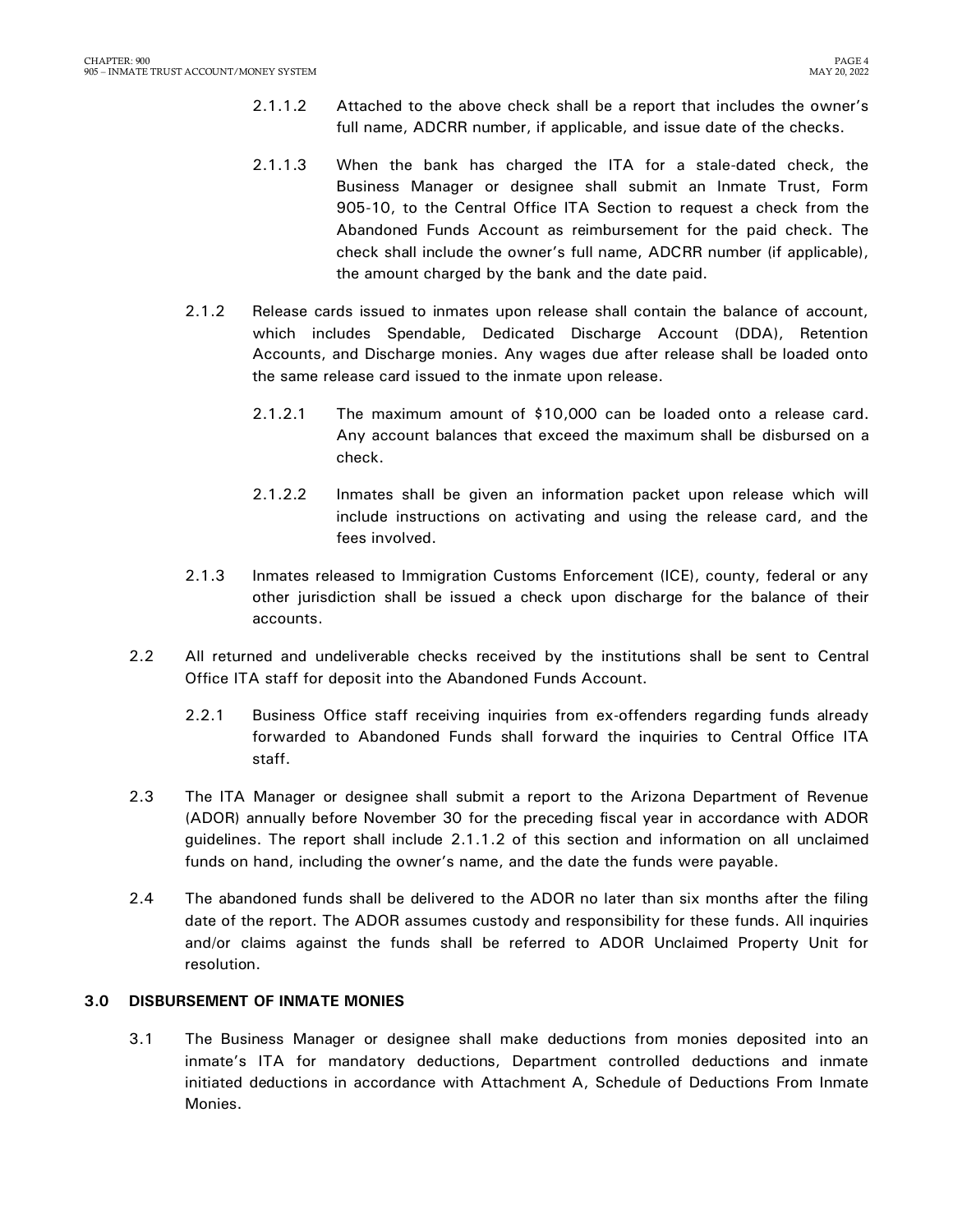2.1.1.2 Attached to the above check shall be a report that includes the owner's full name, ADCRR number, if applicable, and issue date of the checks.

2.1.1.3 When the bank has charged the ITA for a stale-dated check, the Business Manager or designee shall submit an Inmate Trust, Form 905-10, to the Central Office ITA Section to request a check from the Abandoned Funds Account as reimbursement for the paid check. The check shall include the owner's full name, ADCRR number (if applicable), the amount charged by the bank and the date paid.

2.1.2 Release cards issued to inmates upon release shall contain the balance of account, which includes Spendable, Dedicated Discharge Account (DDA), Retention Accounts, and Discharge monies. Any wages due after release shall be loaded onto the same release card issued to the inmate upon release.

2.1.2.1 The maximum amount of $10,000 can be loaded onto a release card. Any account balances that exceed the maximum shall be disbursed on a check.

2.1.2.2 Inmates shall be given an information packet upon release which will include instructions on activating and using the release card, and the fees involved.

2.1.3 Inmates released to Immigration Customs Enforcement (ICE), county, federal or any other jurisdiction shall be issued a check upon discharge for the balance of their accounts.

2.2 All returned and undeliverable checks received by the institutions shall be sent to Central Office ITA staff for deposit into the Abandoned Funds Account.

2.2.1 Business Office staff receiving inquiries from ex-offenders regarding funds already forwarded to Abandoned Funds shall forward the inquiries to Central Office ITA staff.

2.3 The ITA Manager or designee shall submit a report to the Arizona Department of Revenue (ADOR) annually before November 30 for the preceding fiscal year in accordance with ADOR guidelines. The report shall include 2.1.1.2 of this section and information on all unclaimed funds on hand, including the owner's name, and the date the funds were payable.

2.4 The abandoned funds shall be delivered to the ADOR no later than six months after the filing date of the report. The ADOR assumes custody and responsibility for these funds. All inquiries and/or claims against the funds shall be referred to ADOR Unclaimed Property Unit for resolution.

## 3.0 DISBURSEMENT OF INMATE MONIES

3.1 The Business Manager or designee shall make deductions from monies deposited into an inmate's ITA for mandatory deductions, Department controlled deductions and inmate initiated deductions in accordance with Attachment A, Schedule of Deductions From Inmate Monies.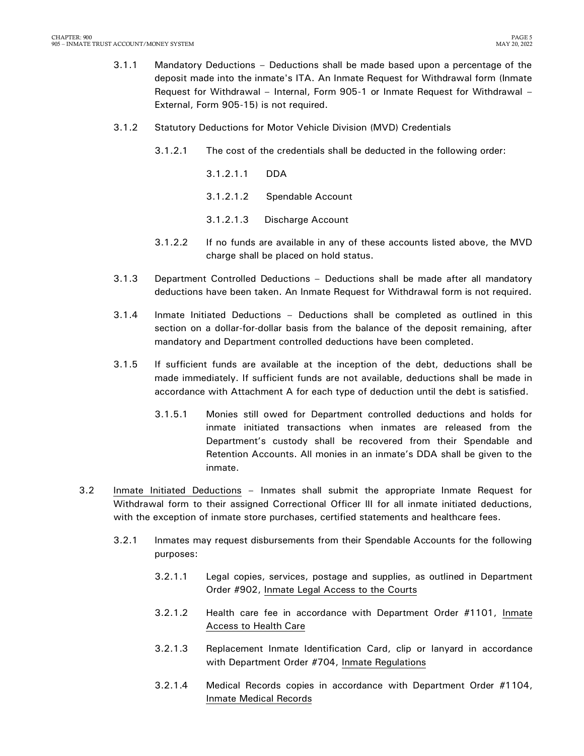3.1.1 Mandatory Deductions – Deductions shall be made based upon a percentage of the deposit made into the inmate's ITA. An Inmate Request for Withdrawal form (Inmate Request for Withdrawal – Internal, Form 905-1 or Inmate Request for Withdrawal – External, Form 905-15) is not required.

3.1.2 Statutory Deductions for Motor Vehicle Division (MVD) Credentials

3.1.2.1 The cost of the credentials shall be deducted in the following order:

3.1.2.1.1 DDA

3.1.2.1.2 Spendable Account

3.1.2.1.3 Discharge Account

3.1.2.2 If no funds are available in any of these accounts listed above, the MVD charge shall be placed on hold status.

3.1.3 Department Controlled Deductions – Deductions shall be made after all mandatory deductions have been taken. An Inmate Request for Withdrawal form is not required.

3.1.4 Inmate Initiated Deductions – Deductions shall be completed as outlined in this section on a dollar-for-dollar basis from the balance of the deposit remaining, after mandatory and Department controlled deductions have been completed.

3.1.5 If sufficient funds are available at the inception of the debt, deductions shall be made immediately. If sufficient funds are not available, deductions shall be made in accordance with Attachment A for each type of deduction until the debt is satisfied.

3.1.5.1 Monies still owed for Department controlled deductions and holds for inmate initiated transactions when inmates are released from the Department's custody shall be recovered from their Spendable and Retention Accounts. All monies in an inmate's DDA shall be given to the inmate.

3.2 Inmate Initiated Deductions – Inmates shall submit the appropriate Inmate Request for Withdrawal form to their assigned Correctional Officer III for all inmate initiated deductions, with the exception of inmate store purchases, certified statements and healthcare fees.

3.2.1 Inmates may request disbursements from their Spendable Accounts for the following purposes:

3.2.1.1 Legal copies, services, postage and supplies, as outlined in Department Order #902, Inmate Legal Access to the Courts

3.2.1.2 Health care fee in accordance with Department Order #1101, Inmate Access to Health Care

3.2.1.3 Replacement Inmate Identification Card, clip or lanyard in accordance with Department Order #704, Inmate Regulations

3.2.1.4 Medical Records copies in accordance with Department Order #1104, Inmate Medical Records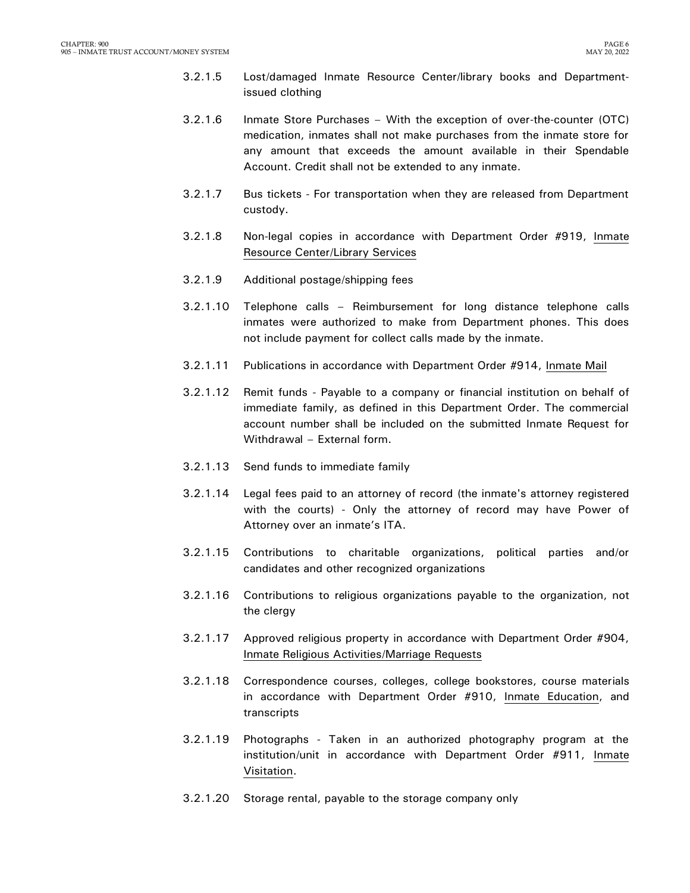3.2.1.5 Lost/damaged Inmate Resource Center/library books and Department-issued clothing

3.2.1.6 Inmate Store Purchases – With the exception of over-the-counter (OTC) medication, inmates shall not make purchases from the inmate store for any amount that exceeds the amount available in their Spendable Account. Credit shall not be extended to any inmate.

3.2.1.7 Bus tickets - For transportation when they are released from Department custody.

3.2.1.8 Non-legal copies in accordance with Department Order #919, Inmate Resource Center/Library Services

3.2.1.9 Additional postage/shipping fees

3.2.1.10 Telephone calls – Reimbursement for long distance telephone calls inmates were authorized to make from Department phones. This does not include payment for collect calls made by the inmate.

3.2.1.11 Publications in accordance with Department Order #914, Inmate Mail

3.2.1.12 Remit funds - Payable to a company or financial institution on behalf of immediate family, as defined in this Department Order. The commercial account number shall be included on the submitted Inmate Request for Withdrawal – External form.

3.2.1.13 Send funds to immediate family

3.2.1.14 Legal fees paid to an attorney of record (the inmate's attorney registered with the courts) - Only the attorney of record may have Power of Attorney over an inmate's ITA.

3.2.1.15 Contributions to charitable organizations, political parties and/or candidates and other recognized organizations

3.2.1.16 Contributions to religious organizations payable to the organization, not the clergy

3.2.1.17 Approved religious property in accordance with Department Order #904, Inmate Religious Activities/Marriage Requests

3.2.1.18 Correspondence courses, colleges, college bookstores, course materials in accordance with Department Order #910, Inmate Education, and transcripts

3.2.1.19 Photographs - Taken in an authorized photography program at the institution/unit in accordance with Department Order #911, Inmate Visitation.

3.2.1.20 Storage rental, payable to the storage company only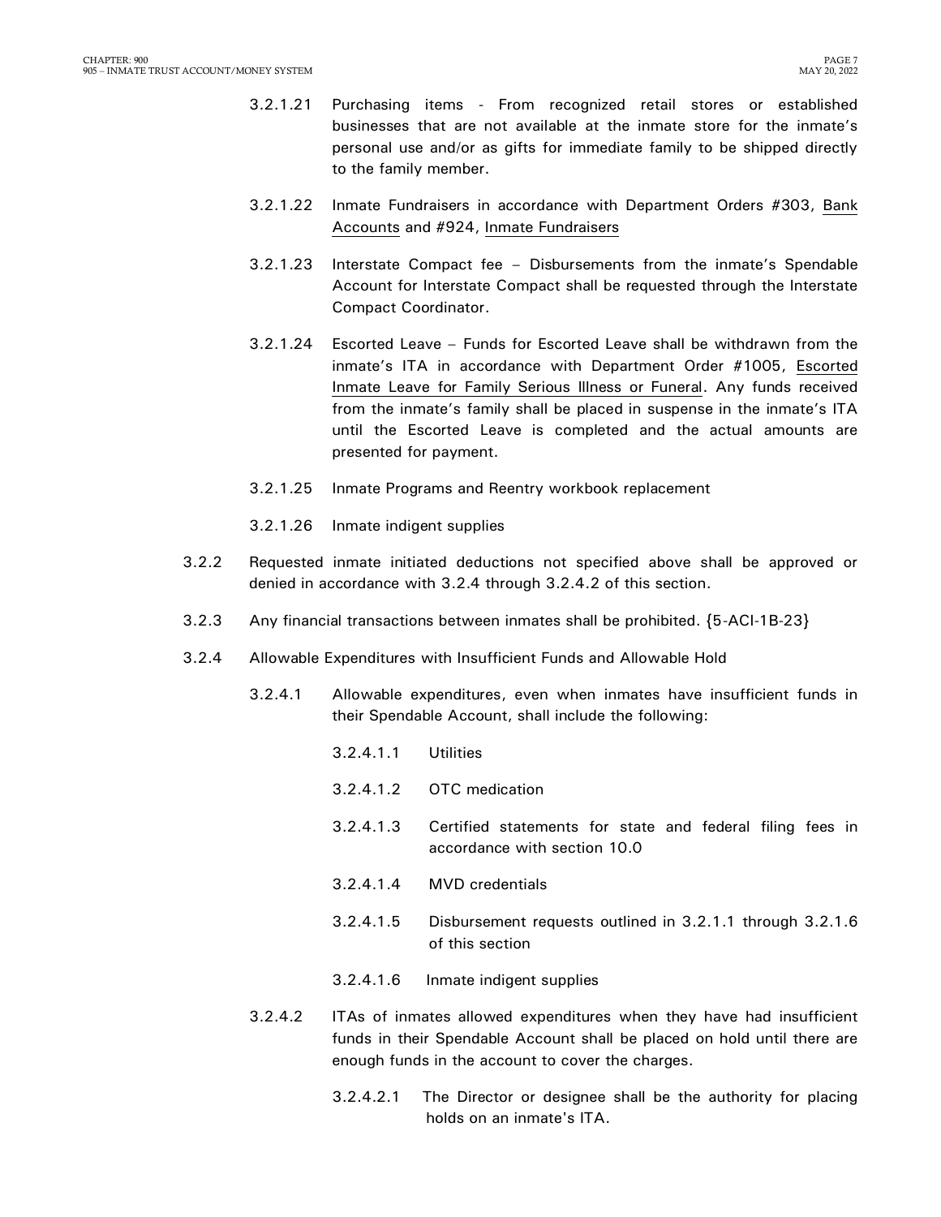3.2.1.21 Purchasing items - From recognized retail stores or established businesses that are not available at the inmate store for the inmate's personal use and/or as gifts for immediate family to be shipped directly to the family member.

3.2.1.22 Inmate Fundraisers in accordance with Department Orders #303, Bank Accounts and #924, Inmate Fundraisers

3.2.1.23 Interstate Compact fee – Disbursements from the inmate's Spendable Account for Interstate Compact shall be requested through the Interstate Compact Coordinator.

3.2.1.24 Escorted Leave – Funds for Escorted Leave shall be withdrawn from the inmate's ITA in accordance with Department Order #1005, Escorted Inmate Leave for Family Serious Illness or Funeral. Any funds received from the inmate's family shall be placed in suspense in the inmate's ITA until the Escorted Leave is completed and the actual amounts are presented for payment.

3.2.1.25 Inmate Programs and Reentry workbook replacement

3.2.1.26 Inmate indigent supplies

3.2.2 Requested inmate initiated deductions not specified above shall be approved or denied in accordance with 3.2.4 through 3.2.4.2 of this section.

3.2.3 Any financial transactions between inmates shall be prohibited. {5-ACI-1B-23}

3.2.4 Allowable Expenditures with Insufficient Funds and Allowable Hold

3.2.4.1 Allowable expenditures, even when inmates have insufficient funds in their Spendable Account, shall include the following:

3.2.4.1.1 Utilities

3.2.4.1.2 OTC medication

3.2.4.1.3 Certified statements for state and federal filing fees in accordance with section 10.0

3.2.4.1.4 MVD credentials

3.2.4.1.5 Disbursement requests outlined in 3.2.1.1 through 3.2.1.6 of this section

3.2.4.1.6 Inmate indigent supplies

3.2.4.2 ITAs of inmates allowed expenditures when they have had insufficient funds in their Spendable Account shall be placed on hold until there are enough funds in the account to cover the charges.

3.2.4.2.1 The Director or designee shall be the authority for placing holds on an inmate's ITA.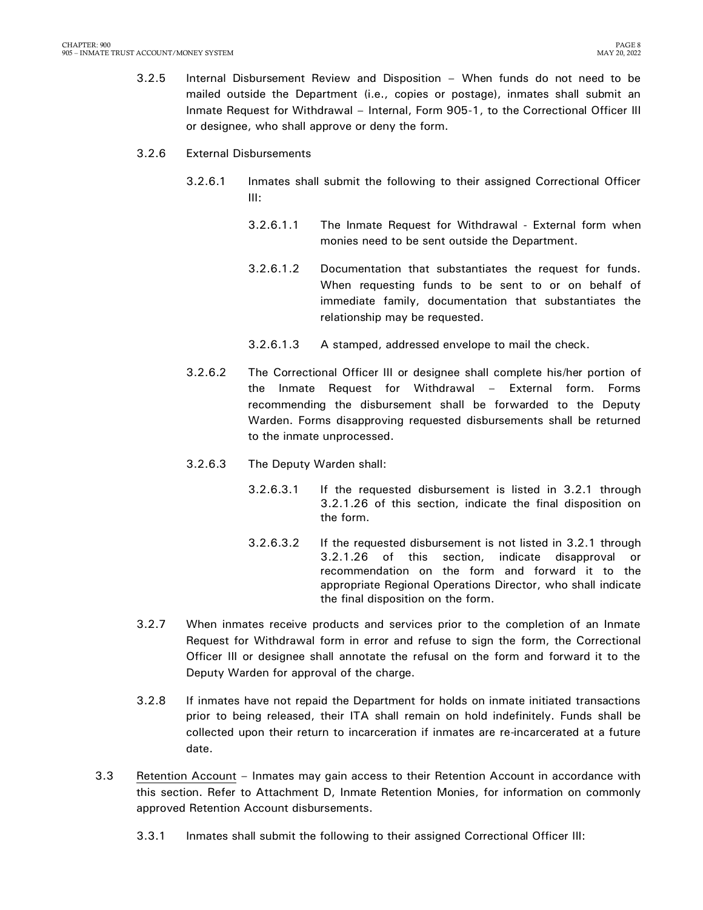3.2.5 Internal Disbursement Review and Disposition – When funds do not need to be mailed outside the Department (i.e., copies or postage), inmates shall submit an Inmate Request for Withdrawal – Internal, Form 905-1, to the Correctional Officer III or designee, who shall approve or deny the form.

3.2.6 External Disbursements

3.2.6.1 Inmates shall submit the following to their assigned Correctional Officer III:

3.2.6.1.1 The Inmate Request for Withdrawal - External form when monies need to be sent outside the Department.

3.2.6.1.2 Documentation that substantiates the request for funds. When requesting funds to be sent to or on behalf of immediate family, documentation that substantiates the relationship may be requested.

3.2.6.1.3 A stamped, addressed envelope to mail the check.

3.2.6.2 The Correctional Officer III or designee shall complete his/her portion of the Inmate Request for Withdrawal – External form. Forms recommending the disbursement shall be forwarded to the Deputy Warden. Forms disapproving requested disbursements shall be returned to the inmate unprocessed.

3.2.6.3 The Deputy Warden shall:

3.2.6.3.1 If the requested disbursement is listed in 3.2.1 through 3.2.1.26 of this section, indicate the final disposition on the form.

3.2.6.3.2 If the requested disbursement is not listed in 3.2.1 through 3.2.1.26 of this section, indicate disapproval or recommendation on the form and forward it to the appropriate Regional Operations Director, who shall indicate the final disposition on the form.

3.2.7 When inmates receive products and services prior to the completion of an Inmate Request for Withdrawal form in error and refuse to sign the form, the Correctional Officer III or designee shall annotate the refusal on the form and forward it to the Deputy Warden for approval of the charge.

3.2.8 If inmates have not repaid the Department for holds on inmate initiated transactions prior to being released, their ITA shall remain on hold indefinitely. Funds shall be collected upon their return to incarceration if inmates are re-incarcerated at a future date.

3.3 <u>Retention Account</u> – Inmates may gain access to their Retention Account in accordance with this section. Refer to Attachment D, Inmate Retention Monies, for information on commonly approved Retention Account disbursements.

3.3.1 Inmates shall submit the following to their assigned Correctional Officer III: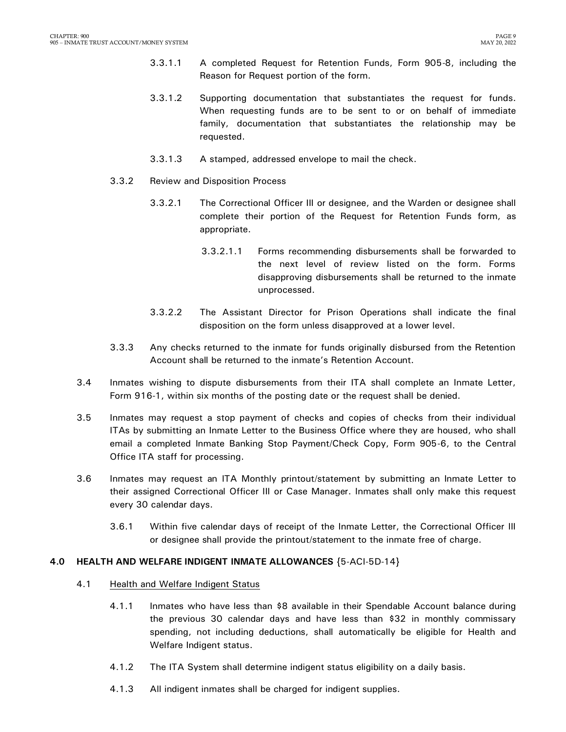3.3.1.1 A completed Request for Retention Funds, Form 905-8, including the Reason for Request portion of the form.

3.3.1.2 Supporting documentation that substantiates the request for funds. When requesting funds are to be sent to or on behalf of immediate family, documentation that substantiates the relationship may be requested.

3.3.1.3 A stamped, addressed envelope to mail the check.

3.3.2 Review and Disposition Process

3.3.2.1 The Correctional Officer III or designee, and the Warden or designee shall complete their portion of the Request for Retention Funds form, as appropriate.

3.3.2.1.1 Forms recommending disbursements shall be forwarded to the next level of review listed on the form. Forms disapproving disbursements shall be returned to the inmate unprocessed.

3.3.2.2 The Assistant Director for Prison Operations shall indicate the final disposition on the form unless disapproved at a lower level.

3.3.3 Any checks returned to the inmate for funds originally disbursed from the Retention Account shall be returned to the inmate's Retention Account.

3.4 Inmates wishing to dispute disbursements from their ITA shall complete an Inmate Letter, Form 916-1, within six months of the posting date or the request shall be denied.

3.5 Inmates may request a stop payment of checks and copies of checks from their individual ITAs by submitting an Inmate Letter to the Business Office where they are housed, who shall email a completed Inmate Banking Stop Payment/Check Copy, Form 905-6, to the Central Office ITA staff for processing.

3.6 Inmates may request an ITA Monthly printout/statement by submitting an Inmate Letter to their assigned Correctional Officer III or Case Manager. Inmates shall only make this request every 30 calendar days.

3.6.1 Within five calendar days of receipt of the Inmate Letter, the Correctional Officer III or designee shall provide the printout/statement to the inmate free of charge.

## 4.0 HEALTH AND WELFARE INDIGENT INMATE ALLOWANCES {5-ACI-5D-14}

4.1 Health and Welfare Indigent Status

4.1.1 Inmates who have less than $8 available in their Spendable Account balance during the previous 30 calendar days and have less than $32 in monthly commissary spending, not including deductions, shall automatically be eligible for Health and Welfare Indigent status.

4.1.2 The ITA System shall determine indigent status eligibility on a daily basis.

4.1.3 All indigent inmates shall be charged for indigent supplies.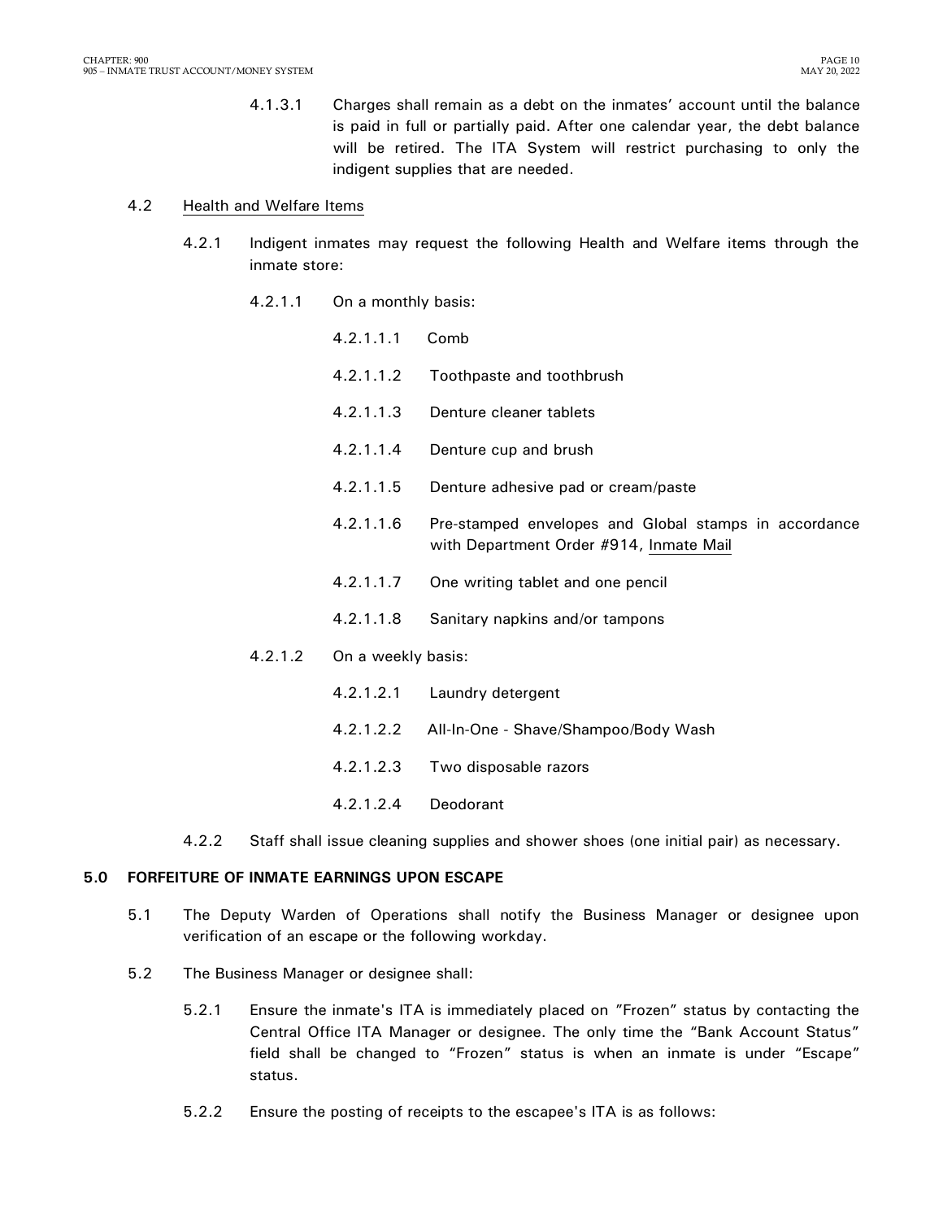4.1.3.1 Charges shall remain as a debt on the inmates' account until the balance is paid in full or partially paid. After one calendar year, the debt balance will be retired. The ITA System will restrict purchasing to only the indigent supplies that are needed.

4.2 Health and Welfare Items

4.2.1 Indigent inmates may request the following Health and Welfare items through the inmate store:

4.2.1.1 On a monthly basis:

4.2.1.1.1 Comb

4.2.1.1.2 Toothpaste and toothbrush

4.2.1.1.3 Denture cleaner tablets

4.2.1.1.4 Denture cup and brush

4.2.1.1.5 Denture adhesive pad or cream/paste

4.2.1.1.6 Pre-stamped envelopes and Global stamps in accordance with Department Order #914, Inmate Mail

4.2.1.1.7 One writing tablet and one pencil

4.2.1.1.8 Sanitary napkins and/or tampons

4.2.1.2 On a weekly basis:

4.2.1.2.1 Laundry detergent

4.2.1.2.2 All-In-One - Shave/Shampoo/Body Wash

4.2.1.2.3 Two disposable razors

4.2.1.2.4 Deodorant

4.2.2 Staff shall issue cleaning supplies and shower shoes (one initial pair) as necessary.

## 5.0 FORFEITURE OF INMATE EARNINGS UPON ESCAPE

5.1 The Deputy Warden of Operations shall notify the Business Manager or designee upon verification of an escape or the following workday.

5.2 The Business Manager or designee shall:

5.2.1 Ensure the inmate's ITA is immediately placed on "Frozen" status by contacting the Central Office ITA Manager or designee. The only time the "Bank Account Status" field shall be changed to "Frozen" status is when an inmate is under "Escape" status.

5.2.2 Ensure the posting of receipts to the escapee's ITA is as follows: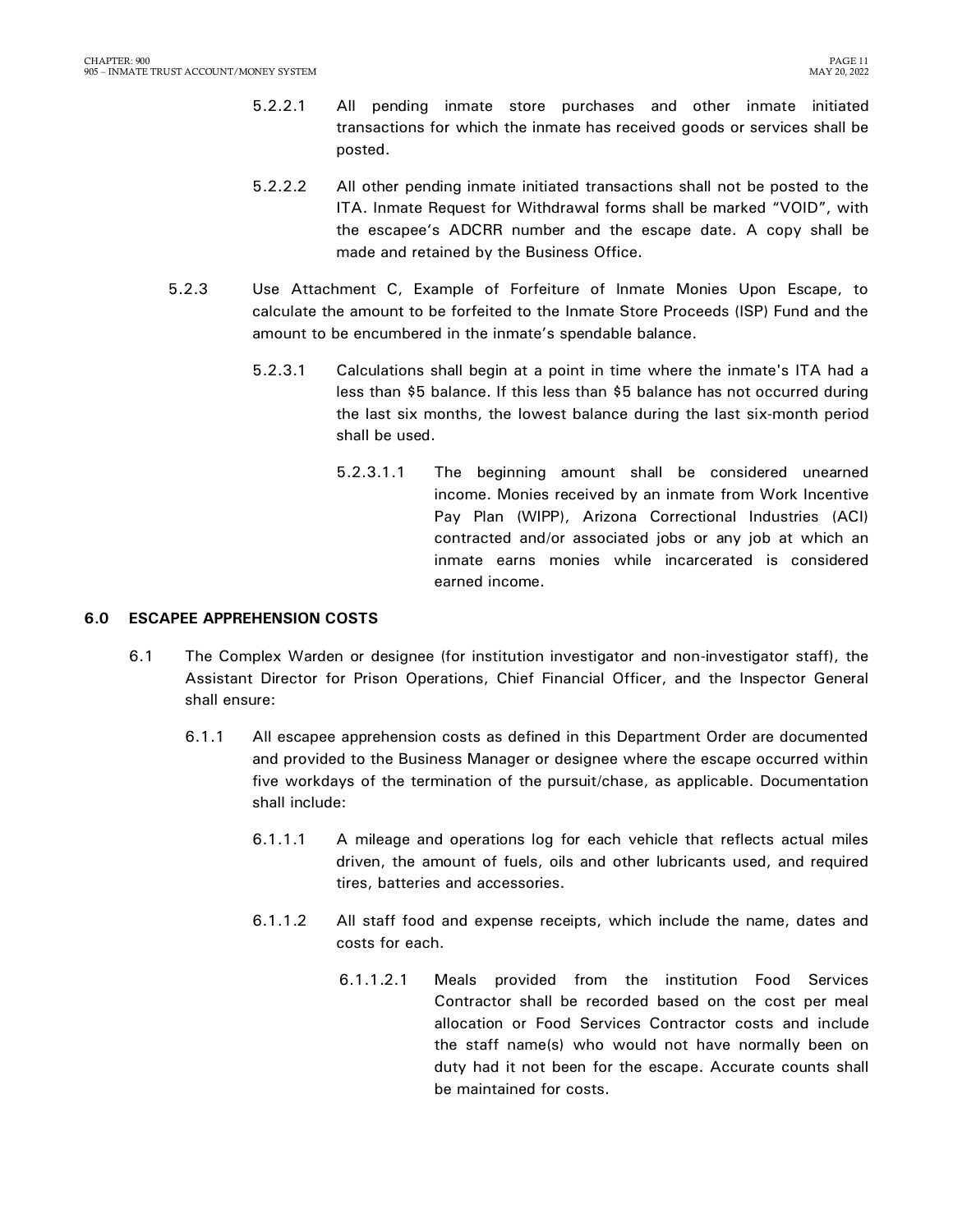5.2.2.1 All pending inmate store purchases and other inmate initiated transactions for which the inmate has received goods or services shall be posted.

5.2.2.2 All other pending inmate initiated transactions shall not be posted to the ITA. Inmate Request for Withdrawal forms shall be marked "VOID", with the escapee's ADCRR number and the escape date. A copy shall be made and retained by the Business Office.

5.2.3 Use Attachment C, Example of Forfeiture of Inmate Monies Upon Escape, to calculate the amount to be forfeited to the Inmate Store Proceeds (ISP) Fund and the amount to be encumbered in the inmate's spendable balance.

5.2.3.1 Calculations shall begin at a point in time where the inmate's ITA had a less than $5 balance. If this less than $5 balance has not occurred during the last six months, the lowest balance during the last six-month period shall be used.

5.2.3.1.1 The beginning amount shall be considered unearned income. Monies received by an inmate from Work Incentive Pay Plan (WIPP), Arizona Correctional Industries (ACI) contracted and/or associated jobs or any job at which an inmate earns monies while incarcerated is considered earned income.

## 6.0 ESCAPEE APPREHENSION COSTS

6.1 The Complex Warden or designee (for institution investigator and non-investigator staff), the Assistant Director for Prison Operations, Chief Financial Officer, and the Inspector General shall ensure:

6.1.1 All escapee apprehension costs as defined in this Department Order are documented and provided to the Business Manager or designee where the escape occurred within five workdays of the termination of the pursuit/chase, as applicable. Documentation shall include:

6.1.1.1 A mileage and operations log for each vehicle that reflects actual miles driven, the amount of fuels, oils and other lubricants used, and required tires, batteries and accessories.

6.1.1.2 All staff food and expense receipts, which include the name, dates and costs for each.

6.1.1.2.1 Meals provided from the institution Food Services Contractor shall be recorded based on the cost per meal allocation or Food Services Contractor costs and include the staff name(s) who would not have normally been on duty had it not been for the escape. Accurate counts shall be maintained for costs.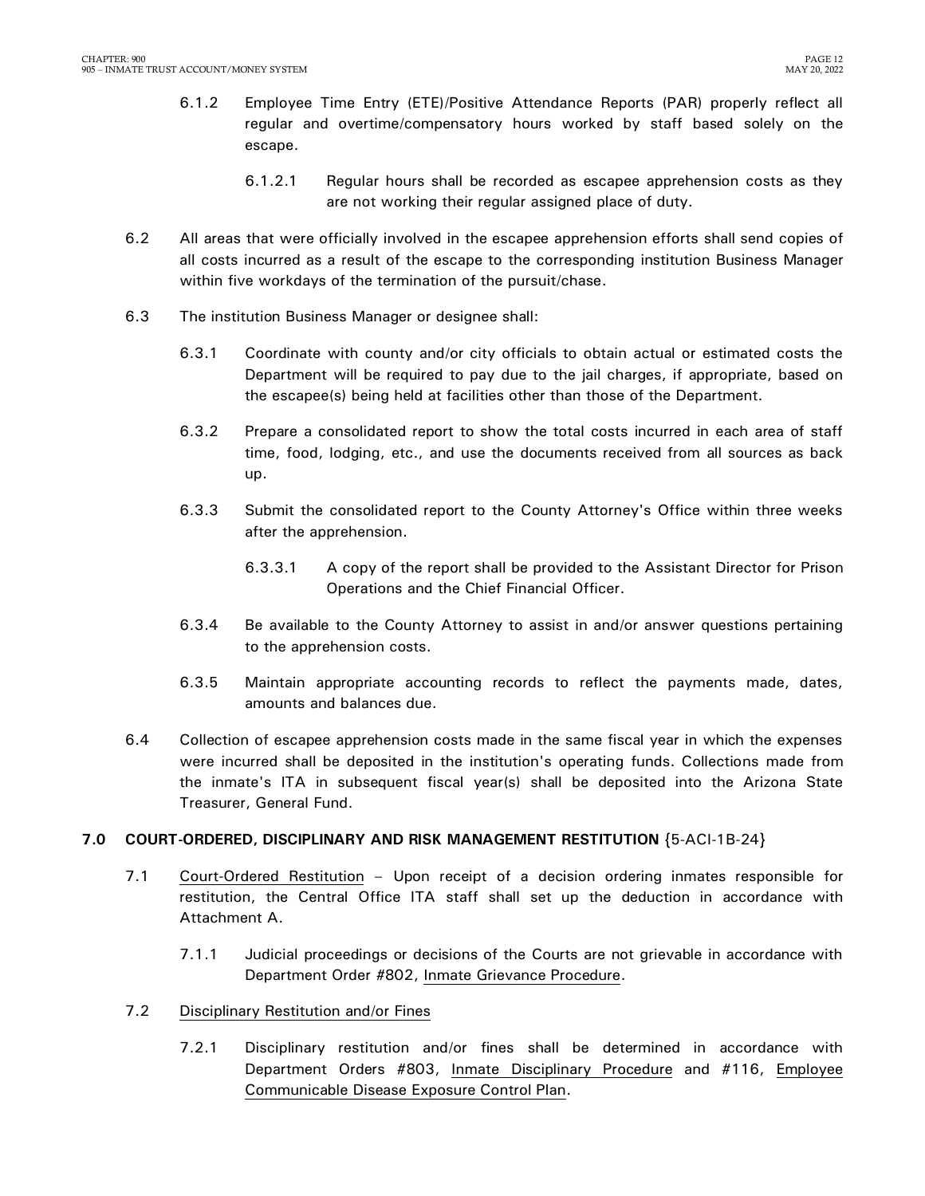6.1.2 Employee Time Entry (ETE)/Positive Attendance Reports (PAR) properly reflect all regular and overtime/compensatory hours worked by staff based solely on the escape.

6.1.2.1 Regular hours shall be recorded as escapee apprehension costs as they are not working their regular assigned place of duty.

6.2 All areas that were officially involved in the escapee apprehension efforts shall send copies of all costs incurred as a result of the escape to the corresponding institution Business Manager within five workdays of the termination of the pursuit/chase.

6.3 The institution Business Manager or designee shall:

6.3.1 Coordinate with county and/or city officials to obtain actual or estimated costs the Department will be required to pay due to the jail charges, if appropriate, based on the escapee(s) being held at facilities other than those of the Department.

6.3.2 Prepare a consolidated report to show the total costs incurred in each area of staff time, food, lodging, etc., and use the documents received from all sources as back up.

6.3.3 Submit the consolidated report to the County Attorney's Office within three weeks after the apprehension.

6.3.3.1 A copy of the report shall be provided to the Assistant Director for Prison Operations and the Chief Financial Officer.

6.3.4 Be available to the County Attorney to assist in and/or answer questions pertaining to the apprehension costs.

6.3.5 Maintain appropriate accounting records to reflect the payments made, dates, amounts and balances due.

6.4 Collection of escapee apprehension costs made in the same fiscal year in which the expenses were incurred shall be deposited in the institution's operating funds. Collections made from the inmate's ITA in subsequent fiscal year(s) shall be deposited into the Arizona State Treasurer, General Fund.

## 7.0 COURT-ORDERED, DISCIPLINARY AND RISK MANAGEMENT RESTITUTION {5-ACI-1B-24}

7.1 Court-Ordered Restitution – Upon receipt of a decision ordering inmates responsible for restitution, the Central Office ITA staff shall set up the deduction in accordance with Attachment A.

7.1.1 Judicial proceedings or decisions of the Courts are not grievable in accordance with Department Order #802, Inmate Grievance Procedure.

7.2 Disciplinary Restitution and/or Fines

7.2.1 Disciplinary restitution and/or fines shall be determined in accordance with Department Orders #803, Inmate Disciplinary Procedure and #116, Employee Communicable Disease Exposure Control Plan.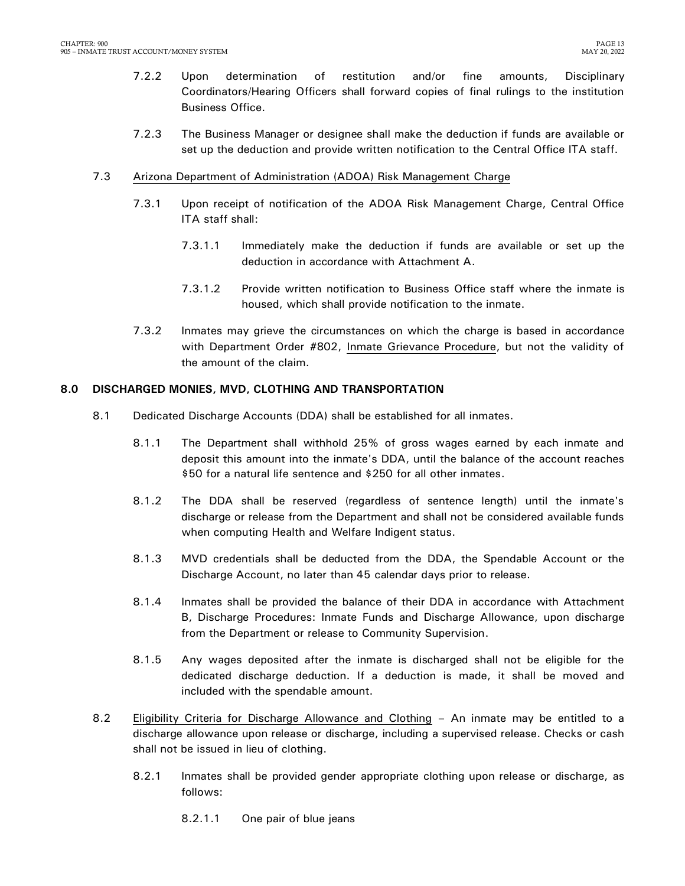7.2.2 Upon determination of restitution and/or fine amounts, Disciplinary Coordinators/Hearing Officers shall forward copies of final rulings to the institution Business Office.

7.2.3 The Business Manager or designee shall make the deduction if funds are available or set up the deduction and provide written notification to the Central Office ITA staff.

7.3 Arizona Department of Administration (ADOA) Risk Management Charge

7.3.1 Upon receipt of notification of the ADOA Risk Management Charge, Central Office ITA staff shall:

7.3.1.1 Immediately make the deduction if funds are available or set up the deduction in accordance with Attachment A.

7.3.1.2 Provide written notification to Business Office staff where the inmate is housed, which shall provide notification to the inmate.

7.3.2 Inmates may grieve the circumstances on which the charge is based in accordance with Department Order #802, Inmate Grievance Procedure, but not the validity of the amount of the claim.

## 8.0 DISCHARGED MONIES, MVD, CLOTHING AND TRANSPORTATION

8.1 Dedicated Discharge Accounts (DDA) shall be established for all inmates.

8.1.1 The Department shall withhold 25% of gross wages earned by each inmate and deposit this amount into the inmate's DDA, until the balance of the account reaches $50 for a natural life sentence and $250 for all other inmates.

8.1.2 The DDA shall be reserved (regardless of sentence length) until the inmate's discharge or release from the Department and shall not be considered available funds when computing Health and Welfare Indigent status.

8.1.3 MVD credentials shall be deducted from the DDA, the Spendable Account or the Discharge Account, no later than 45 calendar days prior to release.

8.1.4 Inmates shall be provided the balance of their DDA in accordance with Attachment B, Discharge Procedures: Inmate Funds and Discharge Allowance, upon discharge from the Department or release to Community Supervision.

8.1.5 Any wages deposited after the inmate is discharged shall not be eligible for the dedicated discharge deduction. If a deduction is made, it shall be moved and included with the spendable amount.

8.2 Eligibility Criteria for Discharge Allowance and Clothing – An inmate may be entitled to a discharge allowance upon release or discharge, including a supervised release. Checks or cash shall not be issued in lieu of clothing.

8.2.1 Inmates shall be provided gender appropriate clothing upon release or discharge, as follows:

8.2.1.1 One pair of blue jeans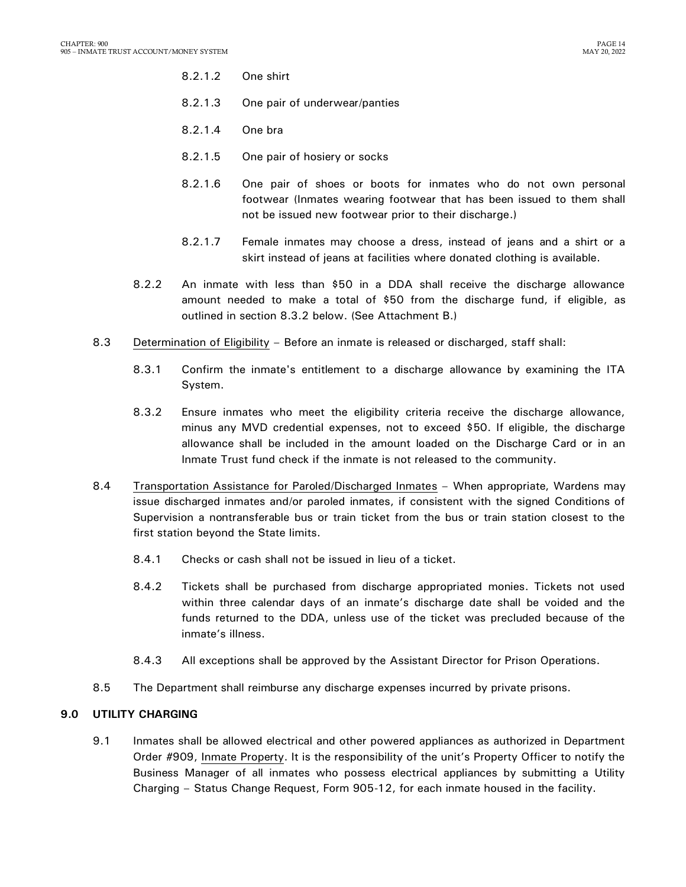8.2.1.2 One shirt

8.2.1.3 One pair of underwear/panties

8.2.1.4 One bra

8.2.1.5 One pair of hosiery or socks

8.2.1.6 One pair of shoes or boots for inmates who do not own personal footwear (Inmates wearing footwear that has been issued to them shall not be issued new footwear prior to their discharge.)

8.2.1.7 Female inmates may choose a dress, instead of jeans and a shirt or a skirt instead of jeans at facilities where donated clothing is available.

8.2.2 An inmate with less than $50 in a DDA shall receive the discharge allowance amount needed to make a total of $50 from the discharge fund, if eligible, as outlined in section 8.3.2 below. (See Attachment B.)

8.3 Determination of Eligibility – Before an inmate is released or discharged, staff shall:

8.3.1 Confirm the inmate's entitlement to a discharge allowance by examining the ITA System.

8.3.2 Ensure inmates who meet the eligibility criteria receive the discharge allowance, minus any MVD credential expenses, not to exceed $50. If eligible, the discharge allowance shall be included in the amount loaded on the Discharge Card or in an Inmate Trust fund check if the inmate is not released to the community.

8.4 Transportation Assistance for Paroled/Discharged Inmates – When appropriate, Wardens may issue discharged inmates and/or paroled inmates, if consistent with the signed Conditions of Supervision a nontransferable bus or train ticket from the bus or train station closest to the first station beyond the State limits.

8.4.1 Checks or cash shall not be issued in lieu of a ticket.

8.4.2 Tickets shall be purchased from discharge appropriated monies. Tickets not used within three calendar days of an inmate's discharge date shall be voided and the funds returned to the DDA, unless use of the ticket was precluded because of the inmate's illness.

8.4.3 All exceptions shall be approved by the Assistant Director for Prison Operations.

8.5 The Department shall reimburse any discharge expenses incurred by private prisons.

## 9.0 UTILITY CHARGING

9.1 Inmates shall be allowed electrical and other powered appliances as authorized in Department Order #909, Inmate Property. It is the responsibility of the unit's Property Officer to notify the Business Manager of all inmates who possess electrical appliances by submitting a Utility Charging – Status Change Request, Form 905-12, for each inmate housed in the facility.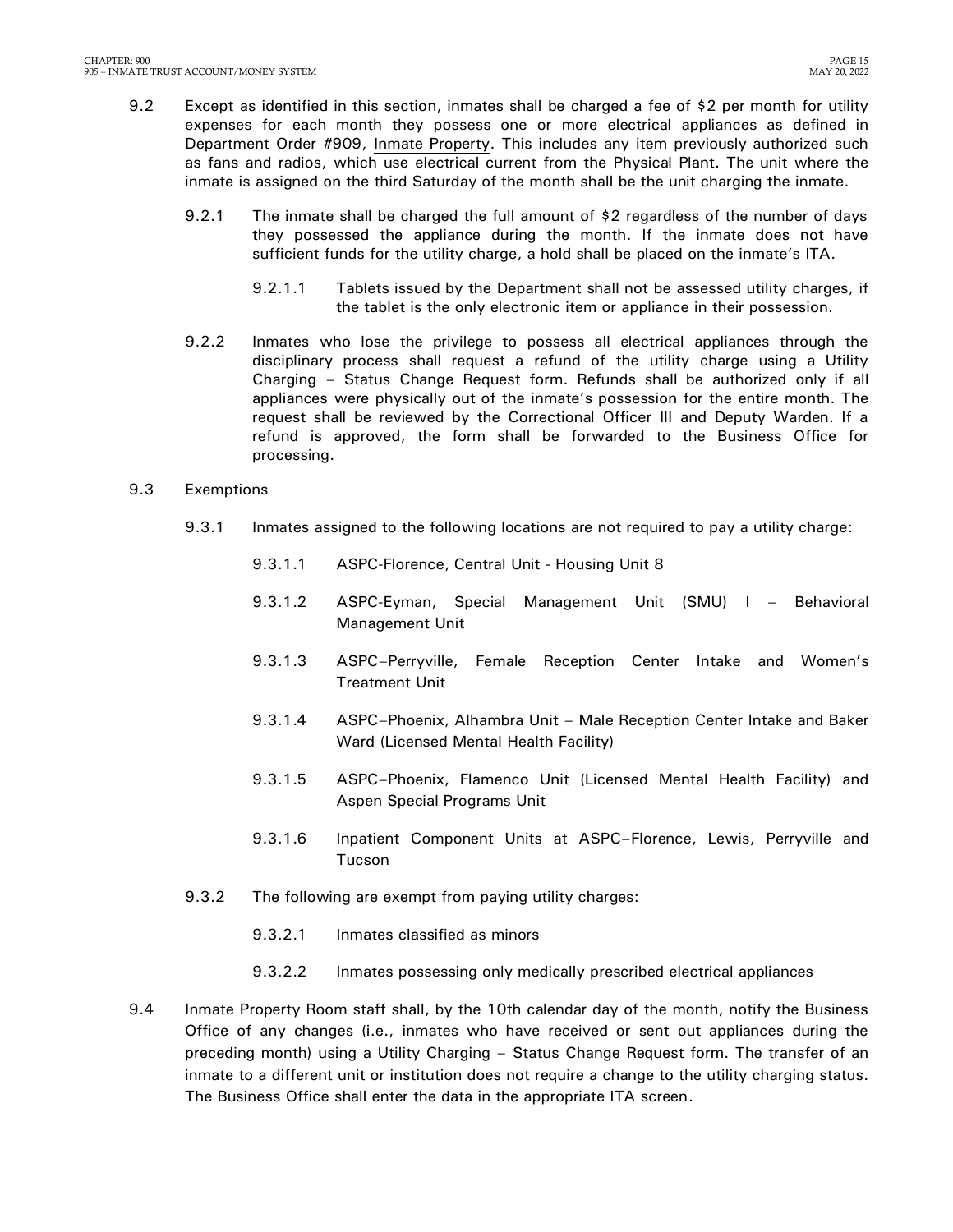9.2 Except as identified in this section, inmates shall be charged a fee of $2 per month for utility expenses for each month they possess one or more electrical appliances as defined in Department Order #909, Inmate Property. This includes any item previously authorized such as fans and radios, which use electrical current from the Physical Plant. The unit where the inmate is assigned on the third Saturday of the month shall be the unit charging the inmate.

9.2.1 The inmate shall be charged the full amount of $2 regardless of the number of days they possessed the appliance during the month. If the inmate does not have sufficient funds for the utility charge, a hold shall be placed on the inmate's ITA.

9.2.1.1 Tablets issued by the Department shall not be assessed utility charges, if the tablet is the only electronic item or appliance in their possession.

9.2.2 Inmates who lose the privilege to possess all electrical appliances through the disciplinary process shall request a refund of the utility charge using a Utility Charging – Status Change Request form. Refunds shall be authorized only if all appliances were physically out of the inmate's possession for the entire month. The request shall be reviewed by the Correctional Officer III and Deputy Warden. If a refund is approved, the form shall be forwarded to the Business Office for processing.

9.3 Exemptions

9.3.1 Inmates assigned to the following locations are not required to pay a utility charge:

9.3.1.1 ASPC-Florence, Central Unit - Housing Unit 8

9.3.1.2 ASPC-Eyman, Special Management Unit (SMU) I – Behavioral Management Unit

9.3.1.3 ASPC–Perryville, Female Reception Center Intake and Women's Treatment Unit

9.3.1.4 ASPC–Phoenix, Alhambra Unit – Male Reception Center Intake and Baker Ward (Licensed Mental Health Facility)

9.3.1.5 ASPC–Phoenix, Flamenco Unit (Licensed Mental Health Facility) and Aspen Special Programs Unit

9.3.1.6 Inpatient Component Units at ASPC–Florence, Lewis, Perryville and Tucson

9.3.2 The following are exempt from paying utility charges:

9.3.2.1 Inmates classified as minors

9.3.2.2 Inmates possessing only medically prescribed electrical appliances

9.4 Inmate Property Room staff shall, by the 10th calendar day of the month, notify the Business Office of any changes (i.e., inmates who have received or sent out appliances during the preceding month) using a Utility Charging – Status Change Request form. The transfer of an inmate to a different unit or institution does not require a change to the utility charging status. The Business Office shall enter the data in the appropriate ITA screen.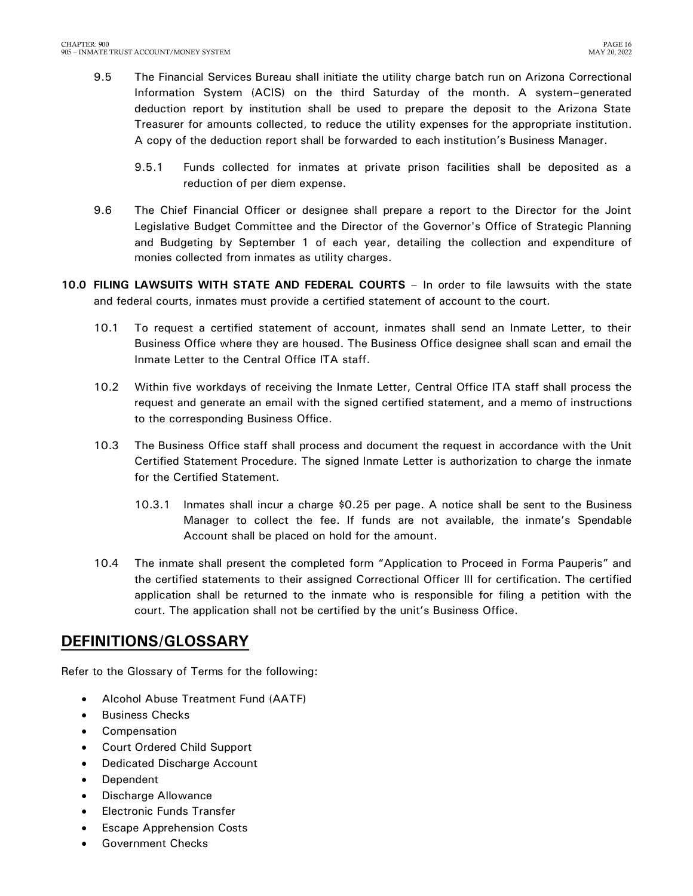9.5 The Financial Services Bureau shall initiate the utility charge batch run on Arizona Correctional Information System (ACIS) on the third Saturday of the month. A system–generated deduction report by institution shall be used to prepare the deposit to the Arizona State Treasurer for amounts collected, to reduce the utility expenses for the appropriate institution. A copy of the deduction report shall be forwarded to each institution's Business Manager.

9.5.1 Funds collected for inmates at private prison facilities shall be deposited as a reduction of per diem expense.

9.6 The Chief Financial Officer or designee shall prepare a report to the Director for the Joint Legislative Budget Committee and the Director of the Governor's Office of Strategic Planning and Budgeting by September 1 of each year, detailing the collection and expenditure of monies collected from inmates as utility charges.

**10.0 FILING LAWSUITS WITH STATE AND FEDERAL COURTS** – In order to file lawsuits with the state and federal courts, inmates must provide a certified statement of account to the court.

10.1 To request a certified statement of account, inmates shall send an Inmate Letter, to their Business Office where they are housed. The Business Office designee shall scan and email the Inmate Letter to the Central Office ITA staff.

10.2 Within five workdays of receiving the Inmate Letter, Central Office ITA staff shall process the request and generate an email with the signed certified statement, and a memo of instructions to the corresponding Business Office.

10.3 The Business Office staff shall process and document the request in accordance with the Unit Certified Statement Procedure. The signed Inmate Letter is authorization to charge the inmate for the Certified Statement.

10.3.1 Inmates shall incur a charge $0.25 per page. A notice shall be sent to the Business Manager to collect the fee. If funds are not available, the inmate's Spendable Account shall be placed on hold for the amount.

10.4 The inmate shall present the completed form "Application to Proceed in Forma Pauperis" and the certified statements to their assigned Correctional Officer III for certification. The certified application shall be returned to the inmate who is responsible for filing a petition with the court. The application shall not be certified by the unit's Business Office.

## DEFINITIONS/GLOSSARY

Refer to the Glossary of Terms for the following:

- Alcohol Abuse Treatment Fund (AATF)
- Business Checks
- Compensation
- Court Ordered Child Support
- Dedicated Discharge Account
- Dependent
- Discharge Allowance
- Electronic Funds Transfer
- Escape Apprehension Costs
- Government Checks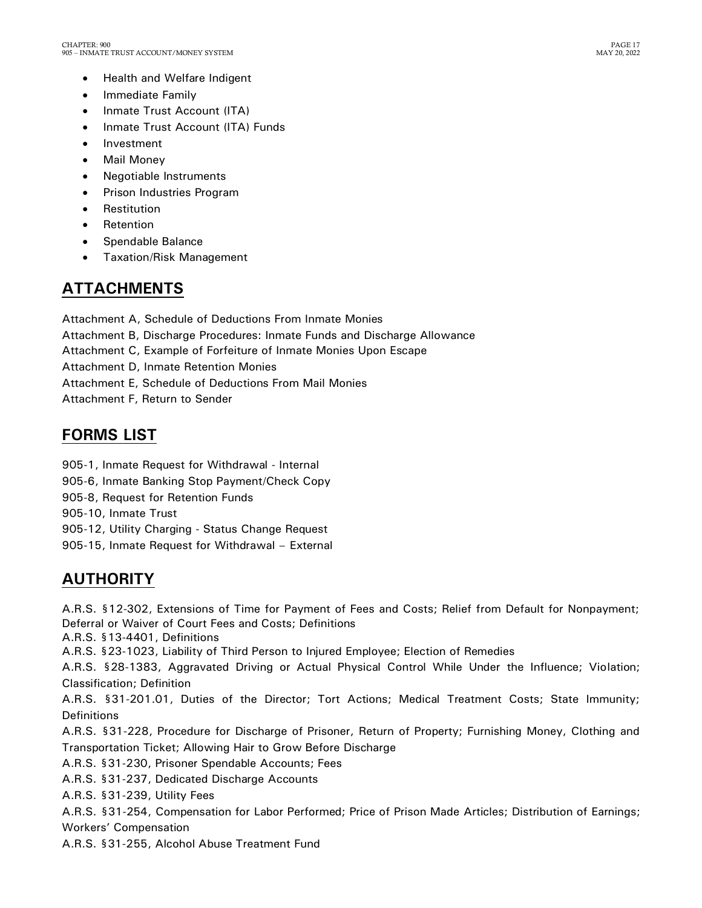- Health and Welfare Indigent
- Immediate Family
- Inmate Trust Account (ITA)
- Inmate Trust Account (ITA) Funds
- Investment
- Mail Money
- Negotiable Instruments
- Prison Industries Program
- Restitution
- Retention
- Spendable Balance
- Taxation/Risk Management

## ATTACHMENTS

Attachment A, Schedule of Deductions From Inmate Monies
Attachment B, Discharge Procedures: Inmate Funds and Discharge Allowance
Attachment C, Example of Forfeiture of Inmate Monies Upon Escape
Attachment D, Inmate Retention Monies
Attachment E, Schedule of Deductions From Mail Monies
Attachment F, Return to Sender

## FORMS LIST

905-1, Inmate Request for Withdrawal - Internal
905-6, Inmate Banking Stop Payment/Check Copy
905-8, Request for Retention Funds
905-10, Inmate Trust
905-12, Utility Charging - Status Change Request
905-15, Inmate Request for Withdrawal – External

## AUTHORITY

A.R.S. §12-302, Extensions of Time for Payment of Fees and Costs; Relief from Default for Nonpayment; Deferral or Waiver of Court Fees and Costs; Definitions
A.R.S. §13-4401, Definitions
A.R.S. §23-1023, Liability of Third Person to Injured Employee; Election of Remedies
A.R.S. §28-1383, Aggravated Driving or Actual Physical Control While Under the Influence; Violation; Classification; Definition
A.R.S. §31-201.01, Duties of the Director; Tort Actions; Medical Treatment Costs; State Immunity; Definitions
A.R.S. §31-228, Procedure for Discharge of Prisoner, Return of Property; Furnishing Money, Clothing and Transportation Ticket; Allowing Hair to Grow Before Discharge
A.R.S. §31-230, Prisoner Spendable Accounts; Fees
A.R.S. §31-237, Dedicated Discharge Accounts
A.R.S. §31-239, Utility Fees
A.R.S. §31-254, Compensation for Labor Performed; Price of Prison Made Articles; Distribution of Earnings; Workers' Compensation
A.R.S. §31-255, Alcohol Abuse Treatment Fund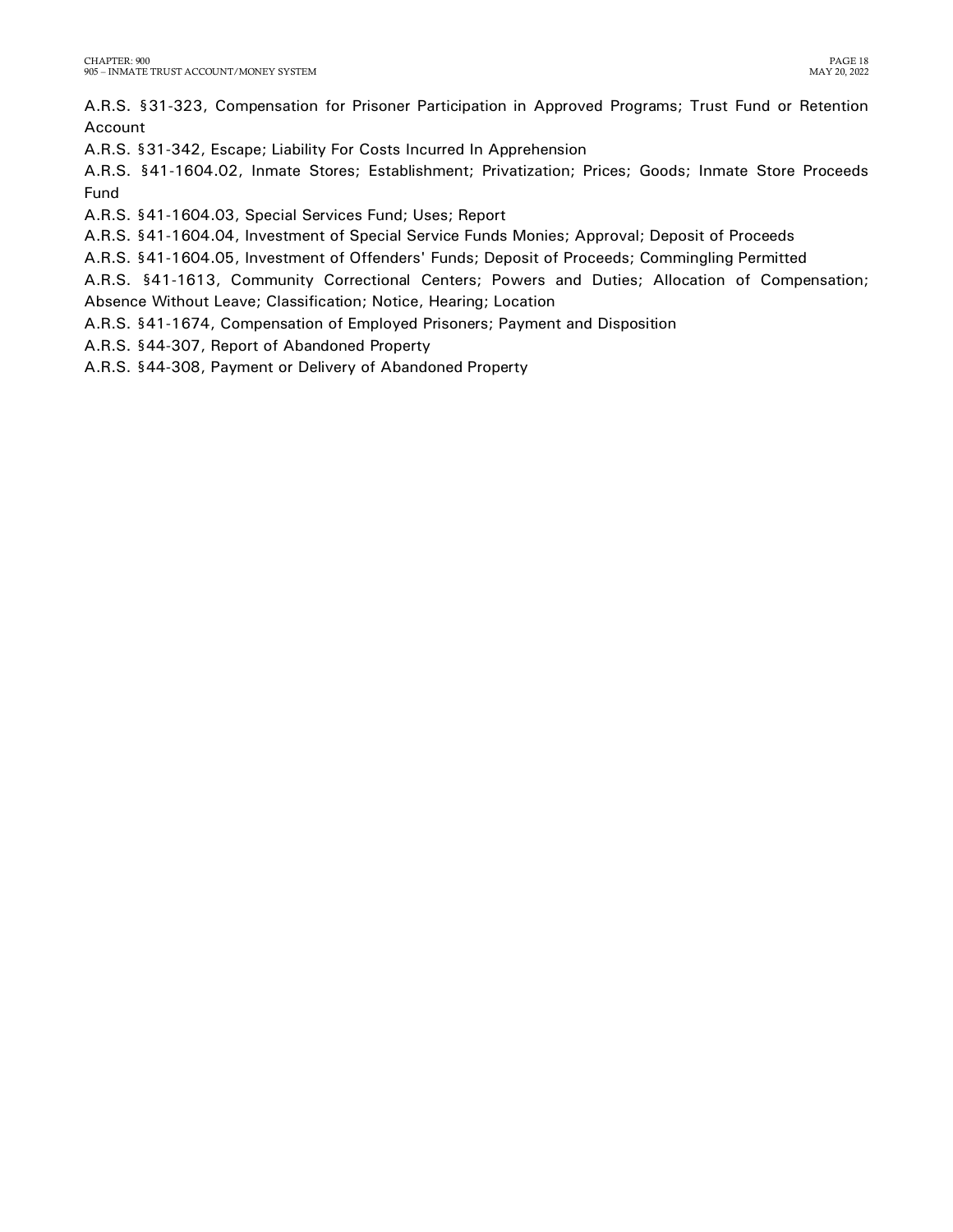A.R.S. §31-323, Compensation for Prisoner Participation in Approved Programs; Trust Fund or Retention Account

A.R.S. §31-342, Escape; Liability For Costs Incurred In Apprehension

A.R.S. §41-1604.02, Inmate Stores; Establishment; Privatization; Prices; Goods; Inmate Store Proceeds Fund

A.R.S. §41-1604.03, Special Services Fund; Uses; Report

A.R.S. §41-1604.04, Investment of Special Service Funds Monies; Approval; Deposit of Proceeds

A.R.S. §41-1604.05, Investment of Offenders' Funds; Deposit of Proceeds; Commingling Permitted

A.R.S. §41-1613, Community Correctional Centers; Powers and Duties; Allocation of Compensation; Absence Without Leave; Classification; Notice, Hearing; Location

A.R.S. §41-1674, Compensation of Employed Prisoners; Payment and Disposition

A.R.S. §44-307, Report of Abandoned Property

A.R.S. §44-308, Payment or Delivery of Abandoned Property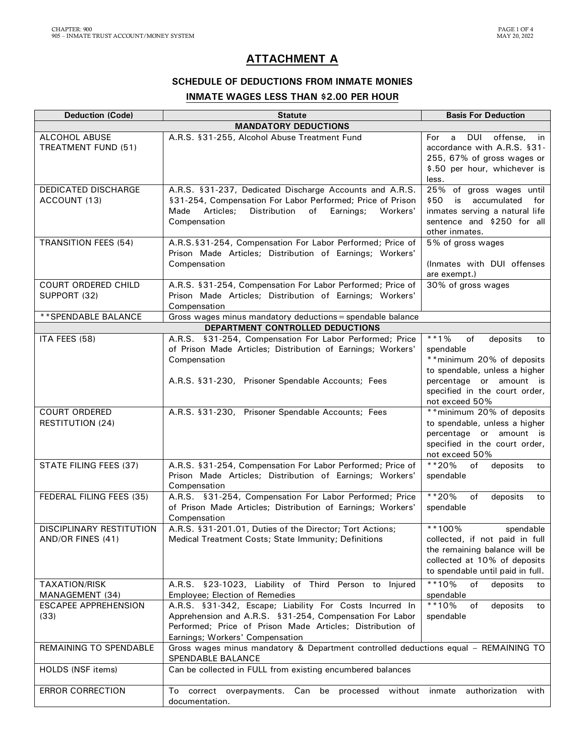# ATTACHMENT A

## SCHEDULE OF DEDUCTIONS FROM INMATE MONIES

### INMATE WAGES LESS THAN $2.00 PER HOUR

| Deduction (Code) | Statute | Basis For Deduction |
|---|---|---|
| **MANDATORY DEDUCTIONS** | | |
| ALCOHOL ABUSE TREATMENT FUND (51) | A.R.S. §31-255, Alcohol Abuse Treatment Fund | For a DUI offense, in accordance with A.R.S. §31-255, 67% of gross wages or $.50 per hour, whichever is less. |
| DEDICATED DISCHARGE ACCOUNT (13) | A.R.S. §31-237, Dedicated Discharge Accounts and A.R.S. §31-254, Compensation For Labor Performed; Price of Prison Made Articles; Distribution of Earnings; Workers' Compensation | 25% of gross wages until $50 is accumulated for inmates serving a natural life sentence and $250 for all other inmates. |
| TRANSITION FEES (54) | A.R.S.§31-254, Compensation For Labor Performed; Price of Prison Made Articles; Distribution of Earnings; Workers' Compensation | 5% of gross wages<br><br>(Inmates with DUI offenses are exempt.) |
| COURT ORDERED CHILD SUPPORT (32) | A.R.S. §31-254, Compensation For Labor Performed; Price of Prison Made Articles; Distribution of Earnings; Workers' Compensation | 30% of gross wages |
| **SPENDABLE BALANCE | Gross wages minus mandatory deductions = spendable balance | |
| **DEPARTMENT CONTROLLED DEDUCTIONS** | | |
| ITA FEES (58) | A.R.S. §31-254, Compensation For Labor Performed; Price of Prison Made Articles; Distribution of Earnings; Workers' Compensation<br><br>A.R.S. §31-230, Prisoner Spendable Accounts; Fees | **1% of deposits to spendable<br>**minimum 20% of deposits to spendable, unless a higher percentage or amount is specified in the court order, not exceed 50% |
| COURT ORDERED RESTITUTION (24) | A.R.S. §31-230, Prisoner Spendable Accounts; Fees | **minimum 20% of deposits to spendable, unless a higher percentage or amount is specified in the court order, not exceed 50% |
| STATE FILING FEES (37) | A.R.S. §31-254, Compensation For Labor Performed; Price of Prison Made Articles; Distribution of Earnings; Workers' Compensation | **20% of deposits to spendable |
| FEDERAL FILING FEES (35) | A.R.S. §31-254, Compensation For Labor Performed; Price of Prison Made Articles; Distribution of Earnings; Workers' Compensation | **20% of deposits to spendable |
| DISCIPLINARY RESTITUTION AND/OR FINES (41) | A.R.S. §31-201.01, Duties of the Director; Tort Actions; Medical Treatment Costs; State Immunity; Definitions | **100% spendable collected, if not paid in full the remaining balance will be collected at 10% of deposits to spendable until paid in full. |
| TAXATION/RISK MANAGEMENT (34) | A.R.S. §23-1023, Liability of Third Person to Injured Employee; Election of Remedies | **10% of deposits to spendable |
| ESCAPEE APPREHENSION (33) | A.R.S. §31-342, Escape; Liability For Costs Incurred In Apprehension and A.R.S. §31-254, Compensation For Labor Performed; Price of Prison Made Articles; Distribution of Earnings; Workers' Compensation | **10% of deposits to spendable |
| REMAINING TO SPENDABLE | Gross wages minus mandatory & Department controlled deductions equal – REMAINING TO SPENDABLE BALANCE | |
| HOLDS (NSF items) | Can be collected in FULL from existing encumbered balances | |
| ERROR CORRECTION | To correct overpayments. Can be processed without inmate authorization with documentation. | |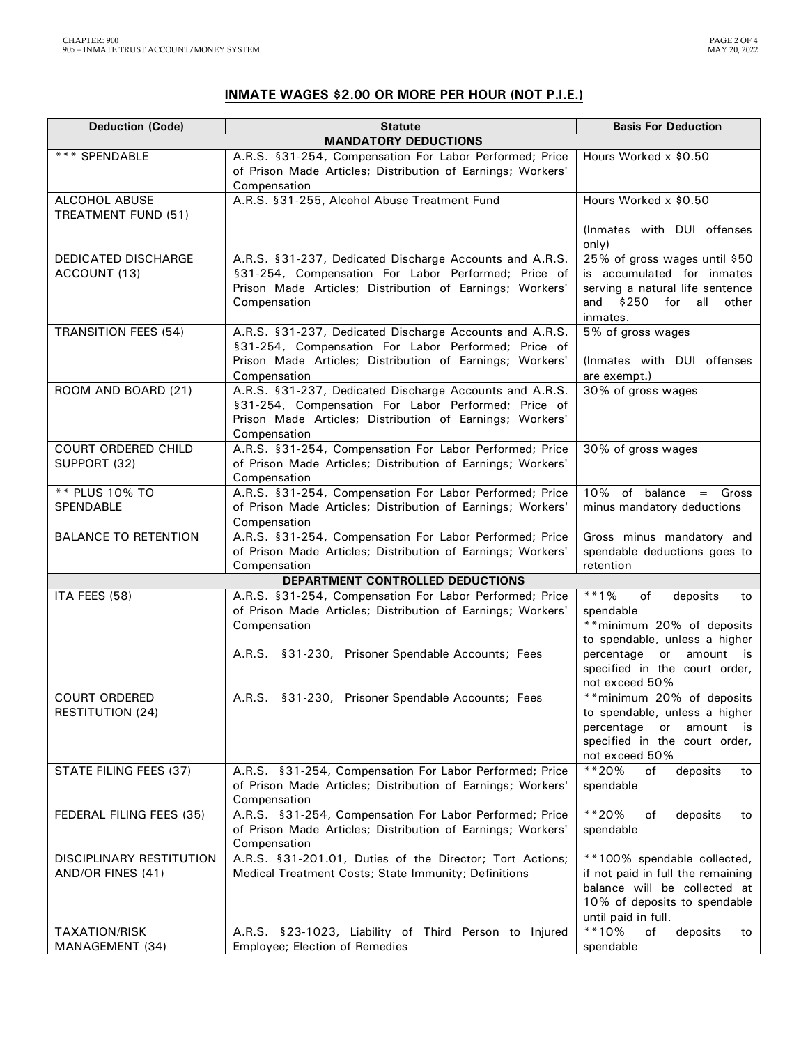## INMATE WAGES $2.00 OR MORE PER HOUR (NOT P.I.E.)

| Deduction (Code) | Statute | Basis For Deduction |
|---|---|---|
| **MANDATORY DEDUCTIONS** | | |
| *** SPENDABLE | A.R.S. §31-254, Compensation For Labor Performed; Price of Prison Made Articles; Distribution of Earnings; Workers' Compensation | Hours Worked x $0.50 |
| ALCOHOL ABUSE TREATMENT FUND (51) | A.R.S. §31-255, Alcohol Abuse Treatment Fund | Hours Worked x $0.50<br><br>(Inmates with DUI offenses only) |
| DEDICATED DISCHARGE ACCOUNT (13) | A.R.S. §31-237, Dedicated Discharge Accounts and A.R.S. §31-254, Compensation For Labor Performed; Price of Prison Made Articles; Distribution of Earnings; Workers' Compensation | 25% of gross wages until $50 is accumulated for inmates serving a natural life sentence and $250 for all other inmates. |
| TRANSITION FEES (54) | A.R.S. §31-237, Dedicated Discharge Accounts and A.R.S. §31-254, Compensation For Labor Performed; Price of Prison Made Articles; Distribution of Earnings; Workers' Compensation | 5% of gross wages<br><br>(Inmates with DUI offenses are exempt.) |
| ROOM AND BOARD (21) | A.R.S. §31-237, Dedicated Discharge Accounts and A.R.S. §31-254, Compensation For Labor Performed; Price of Prison Made Articles; Distribution of Earnings; Workers' Compensation | 30% of gross wages |
| COURT ORDERED CHILD SUPPORT (32) | A.R.S. §31-254, Compensation For Labor Performed; Price of Prison Made Articles; Distribution of Earnings; Workers' Compensation | 30% of gross wages |
| ** PLUS 10% TO SPENDABLE | A.R.S. §31-254, Compensation For Labor Performed; Price of Prison Made Articles; Distribution of Earnings; Workers' Compensation | 10% of balance = Gross minus mandatory deductions |
| BALANCE TO RETENTION | A.R.S. §31-254, Compensation For Labor Performed; Price of Prison Made Articles; Distribution of Earnings; Workers' Compensation | Gross minus mandatory and spendable deductions goes to retention |
| **DEPARTMENT CONTROLLED DEDUCTIONS** | | |
| ITA FEES (58) | A.R.S. §31-254, Compensation For Labor Performed; Price of Prison Made Articles; Distribution of Earnings; Workers' Compensation<br><br>A.R.S. §31-230, Prisoner Spendable Accounts; Fees | **1% of deposits to spendable<br>**minimum 20% of deposits to spendable, unless a higher percentage or amount is specified in the court order, not exceed 50% |
| COURT ORDERED RESTITUTION (24) | A.R.S. §31-230, Prisoner Spendable Accounts; Fees | **minimum 20% of deposits to spendable, unless a higher percentage or amount is specified in the court order, not exceed 50% |
| STATE FILING FEES (37) | A.R.S. §31-254, Compensation For Labor Performed; Price of Prison Made Articles; Distribution of Earnings; Workers' Compensation | **20% of deposits to spendable |
| FEDERAL FILING FEES (35) | A.R.S. §31-254, Compensation For Labor Performed; Price of Prison Made Articles; Distribution of Earnings; Workers' Compensation | **20% of deposits to spendable |
| DISCIPLINARY RESTITUTION AND/OR FINES (41) | A.R.S. §31-201.01, Duties of the Director; Tort Actions; Medical Treatment Costs; State Immunity; Definitions | **100% spendable collected, if not paid in full the remaining balance will be collected at 10% of deposits to spendable until paid in full. |
| TAXATION/RISK MANAGEMENT (34) | A.R.S. §23-1023, Liability of Third Person to Injured Employee; Election of Remedies | **10% of deposits to spendable |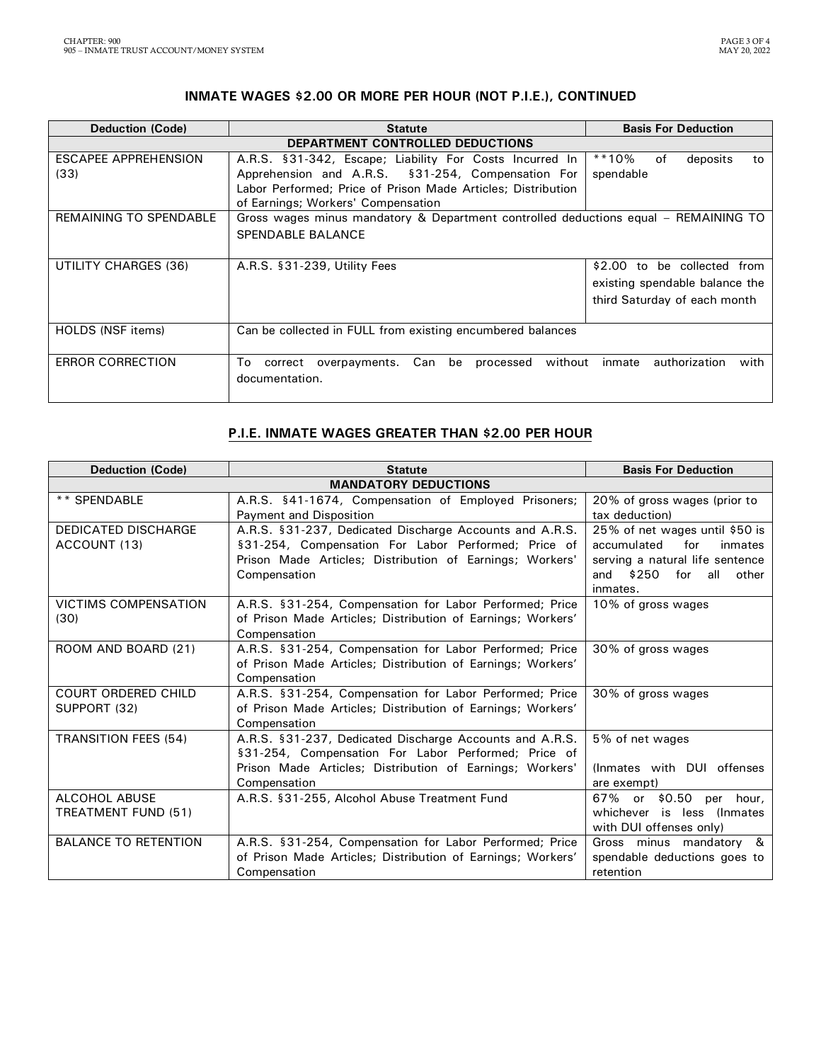## INMATE WAGES \$2.00 OR MORE PER HOUR (NOT P.I.E.), CONTINUED

| Deduction (Code) | Statute | Basis For Deduction |
|---|---|---|
| **DEPARTMENT CONTROLLED DEDUCTIONS** | | |
| ESCAPEE APPREHENSION (33) | A.R.S. §31-342, Escape; Liability For Costs Incurred In Apprehension and A.R.S. §31-254, Compensation For Labor Performed; Price of Prison Made Articles; Distribution of Earnings; Workers' Compensation | **10% of deposits to spendable |
| REMAINING TO SPENDABLE | Gross wages minus mandatory & Department controlled deductions equal – REMAINING TO SPENDABLE BALANCE | |
| UTILITY CHARGES (36) | A.R.S. §31-239, Utility Fees | \$2.00 to be collected from existing spendable balance the third Saturday of each month |
| HOLDS (NSF items) | Can be collected in FULL from existing encumbered balances | |
| ERROR CORRECTION | To correct overpayments. Can be processed without inmate authorization with documentation. | |

## P.I.E. INMATE WAGES GREATER THAN \$2.00 PER HOUR

| Deduction (Code) | Statute | Basis For Deduction |
|---|---|---|
| **MANDATORY DEDUCTIONS** | | |
| ** SPENDABLE | A.R.S. §41-1674, Compensation of Employed Prisoners; Payment and Disposition | 20% of gross wages (prior to tax deduction) |
| DEDICATED DISCHARGE ACCOUNT (13) | A.R.S. §31-237, Dedicated Discharge Accounts and A.R.S. §31-254, Compensation For Labor Performed; Price of Prison Made Articles; Distribution of Earnings; Workers' Compensation | 25% of net wages until \$50 is accumulated for inmates serving a natural life sentence and \$250 for all other inmates. |
| VICTIMS COMPENSATION (30) | A.R.S. §31-254, Compensation for Labor Performed; Price of Prison Made Articles; Distribution of Earnings; Workers' Compensation | 10% of gross wages |
| ROOM AND BOARD (21) | A.R.S. §31-254, Compensation for Labor Performed; Price of Prison Made Articles; Distribution of Earnings; Workers' Compensation | 30% of gross wages |
| COURT ORDERED CHILD SUPPORT (32) | A.R.S. §31-254, Compensation for Labor Performed; Price of Prison Made Articles; Distribution of Earnings; Workers' Compensation | 30% of gross wages |
| TRANSITION FEES (54) | A.R.S. §31-237, Dedicated Discharge Accounts and A.R.S. §31-254, Compensation For Labor Performed; Price of Prison Made Articles; Distribution of Earnings; Workers' Compensation | 5% of net wages<br><br>(Inmates with DUI offenses are exempt) |
| ALCOHOL ABUSE TREATMENT FUND (51) | A.R.S. §31-255, Alcohol Abuse Treatment Fund | 67% or \$0.50 per hour, whichever is less (Inmates with DUI offenses only) |
| BALANCE TO RETENTION | A.R.S. §31-254, Compensation for Labor Performed; Price of Prison Made Articles; Distribution of Earnings; Workers' Compensation | Gross minus mandatory & spendable deductions goes to retention |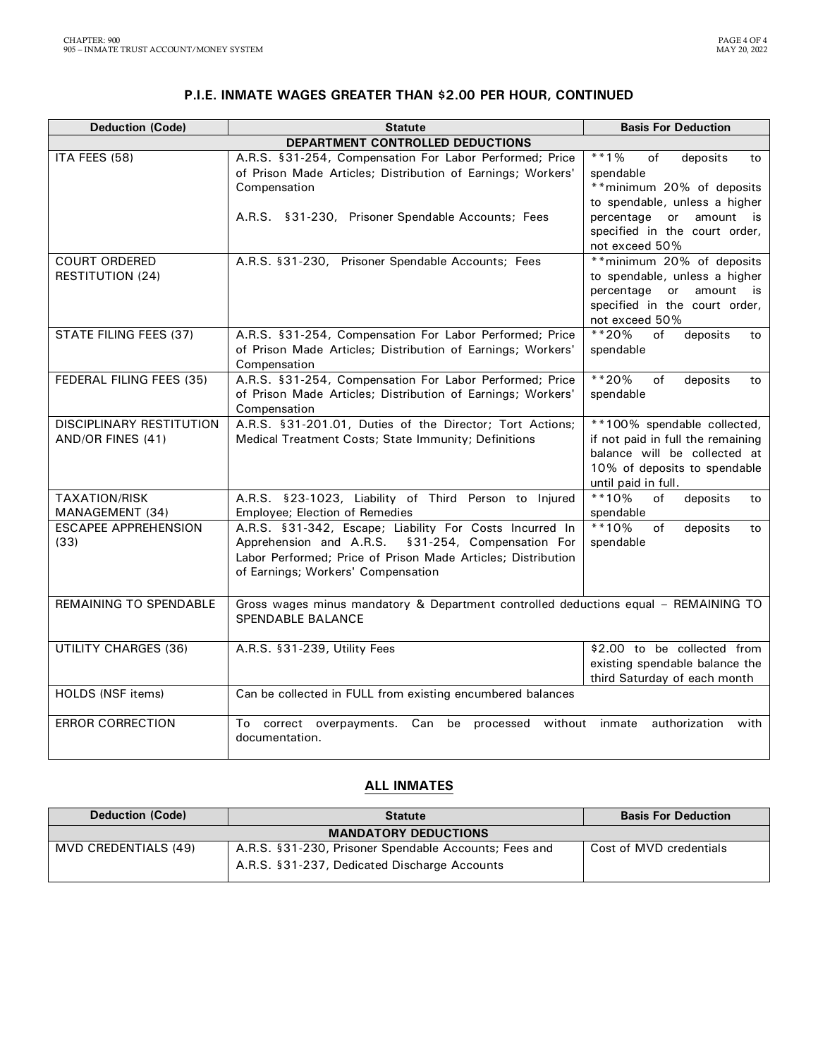### P.I.E. INMATE WAGES GREATER THAN $2.00 PER HOUR, CONTINUED

| Deduction (Code) | Statute | Basis For Deduction |
|---|---|---|
| **DEPARTMENT CONTROLLED DEDUCTIONS** | | |
| ITA FEES (58) | A.R.S. §31-254, Compensation For Labor Performed; Price of Prison Made Articles; Distribution of Earnings; Workers' Compensation<br><br>A.R.S. §31-230, Prisoner Spendable Accounts; Fees | **1% of deposits to spendable<br>**minimum 20% of deposits to spendable, unless a higher percentage or amount is specified in the court order, not exceed 50% |
| COURT ORDERED RESTITUTION (24) | A.R.S. §31-230, Prisoner Spendable Accounts; Fees | **minimum 20% of deposits to spendable, unless a higher percentage or amount is specified in the court order, not exceed 50% |
| STATE FILING FEES (37) | A.R.S. §31-254, Compensation For Labor Performed; Price of Prison Made Articles; Distribution of Earnings; Workers' Compensation | **20% of deposits to spendable |
| FEDERAL FILING FEES (35) | A.R.S. §31-254, Compensation For Labor Performed; Price of Prison Made Articles; Distribution of Earnings; Workers' Compensation | **20% of deposits to spendable |
| DISCIPLINARY RESTITUTION AND/OR FINES (41) | A.R.S. §31-201.01, Duties of the Director; Tort Actions; Medical Treatment Costs; State Immunity; Definitions | **100% spendable collected, if not paid in full the remaining balance will be collected at 10% of deposits to spendable until paid in full. |
| TAXATION/RISK MANAGEMENT (34) | A.R.S. §23-1023, Liability of Third Person to Injured Employee; Election of Remedies | **10% of deposits to spendable |
| ESCAPEE APPREHENSION (33) | A.R.S. §31-342, Escape; Liability For Costs Incurred In Apprehension and A.R.S. §31-254, Compensation For Labor Performed; Price of Prison Made Articles; Distribution of Earnings; Workers' Compensation | **10% of deposits to spendable |
| REMAINING TO SPENDABLE | Gross wages minus mandatory & Department controlled deductions equal – REMAINING TO SPENDABLE BALANCE | |
| UTILITY CHARGES (36) | A.R.S. §31-239, Utility Fees | $2.00 to be collected from existing spendable balance the third Saturday of each month |
| HOLDS (NSF items) | Can be collected in FULL from existing encumbered balances | |
| ERROR CORRECTION | To correct overpayments. Can be processed without inmate authorization with documentation. | |

### ALL INMATES

| Deduction (Code) | Statute | Basis For Deduction |
|---|---|---|
| **MANDATORY DEDUCTIONS** | | |
| MVD CREDENTIALS (49) | A.R.S. §31-230, Prisoner Spendable Accounts; Fees and A.R.S. §31-237, Dedicated Discharge Accounts | Cost of MVD credentials |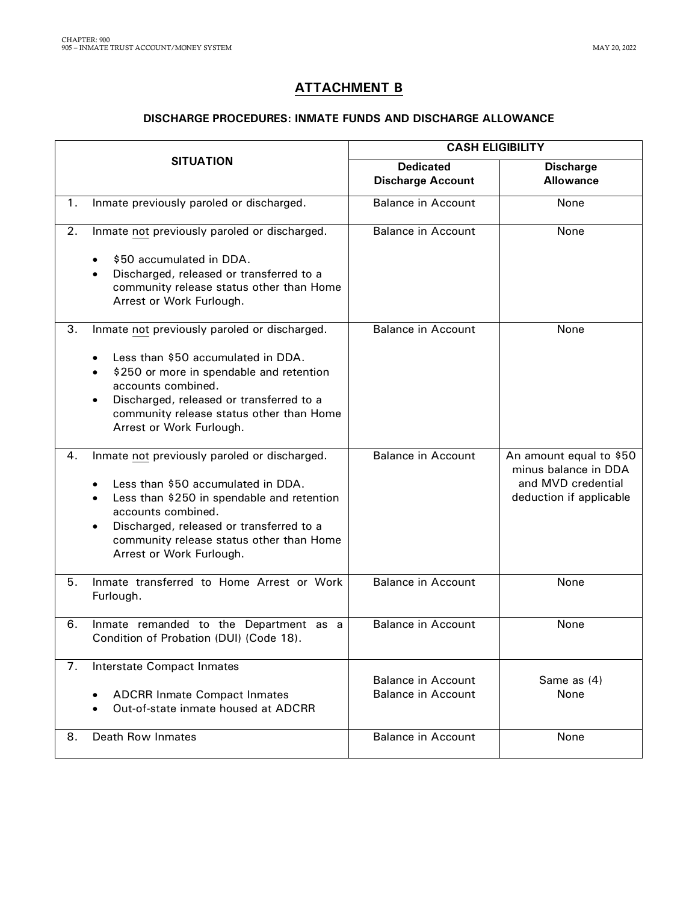## ATTACHMENT B

### DISCHARGE PROCEDURES: INMATE FUNDS AND DISCHARGE ALLOWANCE

| SITUATION | CASH ELIGIBILITY | |
|---|---|---|
| | **Dedicated Discharge Account** | **Discharge Allowance** |
| 1. Inmate previously paroled or discharged. | Balance in Account | None |
| 2. Inmate not previously paroled or discharged.<br>• $50 accumulated in DDA.<br>• Discharged, released or transferred to a community release status other than Home Arrest or Work Furlough. | Balance in Account | None |
| 3. Inmate not previously paroled or discharged.<br>• Less than $50 accumulated in DDA.<br>• $250 or more in spendable and retention accounts combined.<br>• Discharged, released or transferred to a community release status other than Home Arrest or Work Furlough. | Balance in Account | None |
| 4. Inmate not previously paroled or discharged.<br>• Less than $50 accumulated in DDA.<br>• Less than $250 in spendable and retention accounts combined.<br>• Discharged, released or transferred to a community release status other than Home Arrest or Work Furlough. | Balance in Account | An amount equal to $50 minus balance in DDA and MVD credential deduction if applicable |
| 5. Inmate transferred to Home Arrest or Work Furlough. | Balance in Account | None |
| 6. Inmate remanded to the Department as a Condition of Probation (DUI) (Code 18). | Balance in Account | None |
| 7. Interstate Compact Inmates<br>• ADCRR Inmate Compact Inmates<br>• Out-of-state inmate housed at ADCRR | Balance in Account<br>Balance in Account | Same as (4)<br>None |
| 8. Death Row Inmates | Balance in Account | None |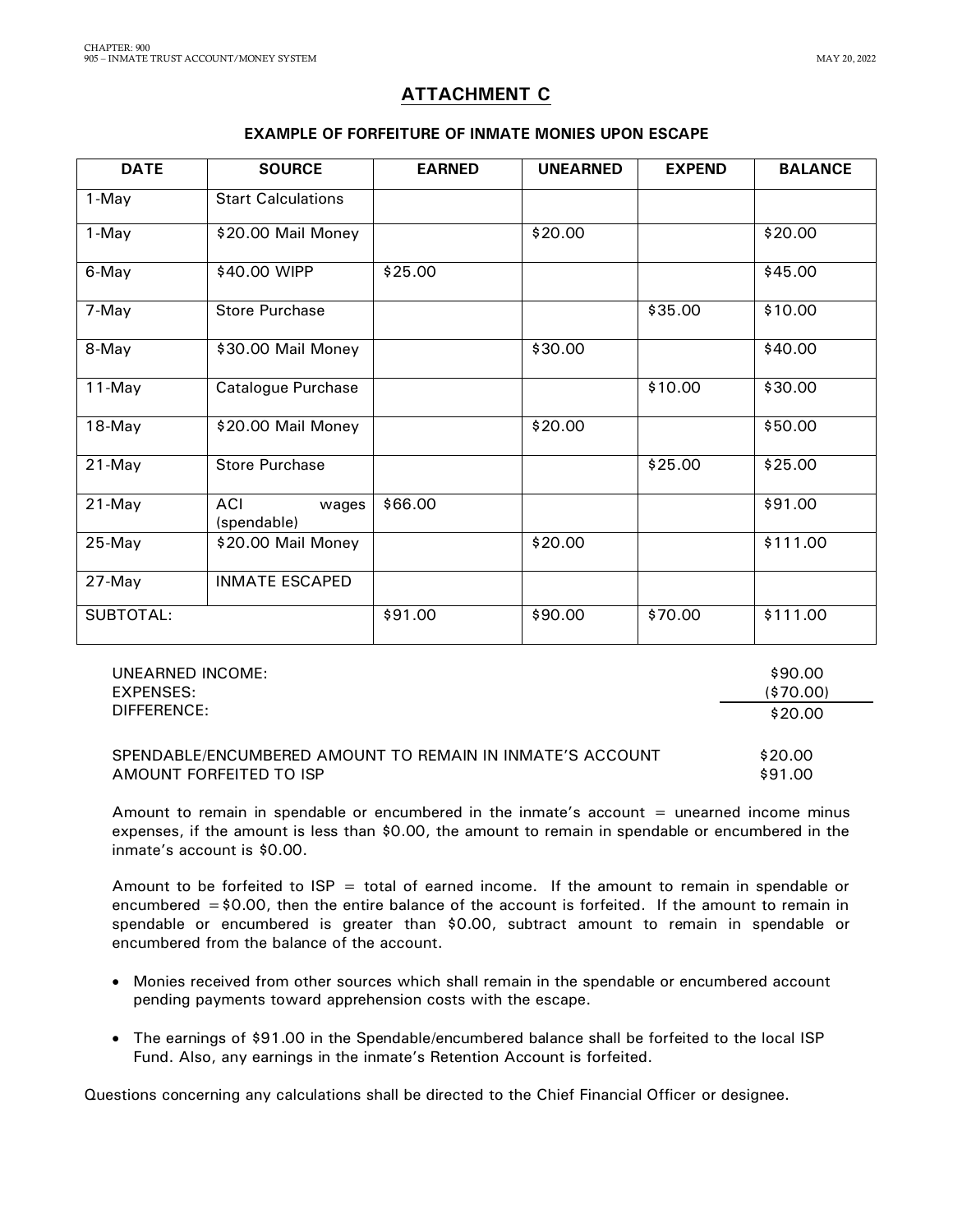## ATTACHMENT C

### EXAMPLE OF FORFEITURE OF INMATE MONIES UPON ESCAPE

| DATE | SOURCE | EARNED | UNEARNED | EXPEND | BALANCE |
|---|---|---|---|---|---|
| 1-May | Start Calculations | | | | |
| 1-May | $20.00 Mail Money | | $20.00 | | $20.00 |
| 6-May | $40.00 WIPP | $25.00 | | | $45.00 |
| 7-May | Store Purchase | | | $35.00 | $10.00 |
| 8-May | $30.00 Mail Money | | $30.00 | | $40.00 |
| 11-May | Catalogue Purchase | | | $10.00 | $30.00 |
| 18-May | $20.00 Mail Money | | $20.00 | | $50.00 |
| 21-May | Store Purchase | | | $25.00 | $25.00 |
| 21-May | ACI wages (spendable) | $66.00 | | | $91.00 |
| 25-May | $20.00 Mail Money | | $20.00 | | $111.00 |
| 27-May | INMATE ESCAPED | | | | |
| SUBTOTAL: | | $91.00 | $90.00 | $70.00 | $111.00 |

| | |
|---|---|
| UNEARNED INCOME: | $90.00 |
| EXPENSES: | ($70.00) |
| DIFFERENCE: | $20.00 |

| | |
|---|---|
| SPENDABLE/ENCUMBERED AMOUNT TO REMAIN IN INMATE'S ACCOUNT | $20.00 |
| AMOUNT FORFEITED TO ISP | $91.00 |

Amount to remain in spendable or encumbered in the inmate's account = unearned income minus expenses, if the amount is less than $0.00, the amount to remain in spendable or encumbered in the inmate's account is $0.00.

Amount to be forfeited to ISP = total of earned income. If the amount to remain in spendable or encumbered = $0.00, then the entire balance of the account is forfeited. If the amount to remain in spendable or encumbered is greater than $0.00, subtract amount to remain in spendable or encumbered from the balance of the account.

- Monies received from other sources which shall remain in the spendable or encumbered account pending payments toward apprehension costs with the escape.
- The earnings of $91.00 in the Spendable/encumbered balance shall be forfeited to the local ISP Fund. Also, any earnings in the inmate's Retention Account is forfeited.

Questions concerning any calculations shall be directed to the Chief Financial Officer or designee.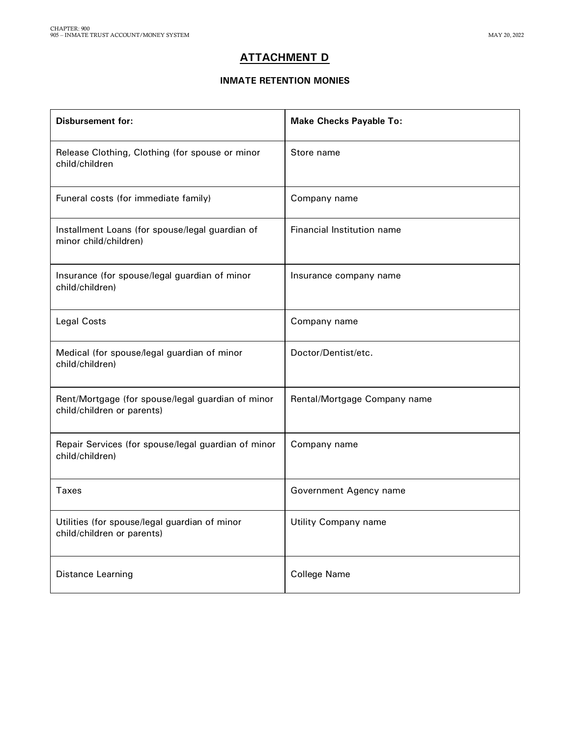# ATTACHMENT D

### INMATE RETENTION MONIES

| Disbursement for: | Make Checks Payable To: |
| --- | --- |
| Release Clothing, Clothing (for spouse or minor child/children | Store name |
| Funeral costs (for immediate family) | Company name |
| Installment Loans (for spouse/legal guardian of minor child/children) | Financial Institution name |
| Insurance (for spouse/legal guardian of minor child/children) | Insurance company name |
| Legal Costs | Company name |
| Medical (for spouse/legal guardian of minor child/children) | Doctor/Dentist/etc. |
| Rent/Mortgage (for spouse/legal guardian of minor child/children or parents) | Rental/Mortgage Company name |
| Repair Services (for spouse/legal guardian of minor child/children) | Company name |
| Taxes | Government Agency name |
| Utilities (for spouse/legal guardian of minor child/children or parents) | Utility Company name |
| Distance Learning | College Name |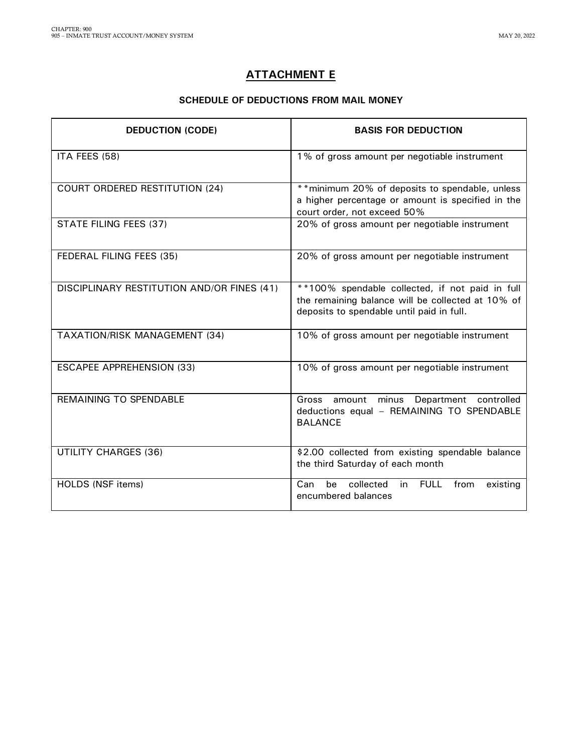## ATTACHMENT E

### SCHEDULE OF DEDUCTIONS FROM MAIL MONEY

| DEDUCTION (CODE) | BASIS FOR DEDUCTION |
|---|---|
| ITA FEES (58) | 1% of gross amount per negotiable instrument |
| COURT ORDERED RESTITUTION (24) | **minimum 20% of deposits to spendable, unless a higher percentage or amount is specified in the court order, not exceed 50% |
| STATE FILING FEES (37) | 20% of gross amount per negotiable instrument |
| FEDERAL FILING FEES (35) | 20% of gross amount per negotiable instrument |
| DISCIPLINARY RESTITUTION AND/OR FINES (41) | **100% spendable collected, if not paid in full the remaining balance will be collected at 10% of deposits to spendable until paid in full. |
| TAXATION/RISK MANAGEMENT (34) | 10% of gross amount per negotiable instrument |
| ESCAPEE APPREHENSION (33) | 10% of gross amount per negotiable instrument |
| REMAINING TO SPENDABLE | Gross amount minus Department controlled deductions equal – REMAINING TO SPENDABLE BALANCE |
| UTILITY CHARGES (36) | $2.00 collected from existing spendable balance the third Saturday of each month |
| HOLDS (NSF items) | Can be collected in FULL from existing encumbered balances |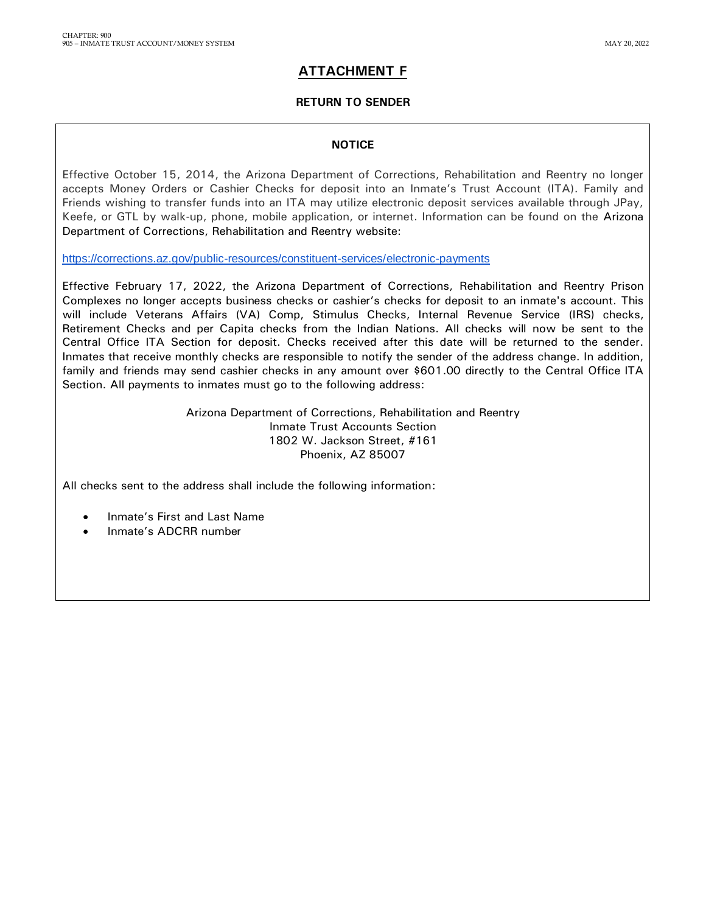# ATTACHMENT F

## RETURN TO SENDER

### NOTICE

Effective October 15, 2014, the Arizona Department of Corrections, Rehabilitation and Reentry no longer accepts Money Orders or Cashier Checks for deposit into an Inmate's Trust Account (ITA). Family and Friends wishing to transfer funds into an ITA may utilize electronic deposit services available through JPay, Keefe, or GTL by walk-up, phone, mobile application, or internet. Information can be found on the Arizona Department of Corrections, Rehabilitation and Reentry website:

https://corrections.az.gov/public-resources/constituent-services/electronic-payments

Effective February 17, 2022, the Arizona Department of Corrections, Rehabilitation and Reentry Prison Complexes no longer accepts business checks or cashier's checks for deposit to an inmate's account. This will include Veterans Affairs (VA) Comp, Stimulus Checks, Internal Revenue Service (IRS) checks, Retirement Checks and per Capita checks from the Indian Nations. All checks will now be sent to the Central Office ITA Section for deposit. Checks received after this date will be returned to the sender. Inmates that receive monthly checks are responsible to notify the sender of the address change. In addition, family and friends may send cashier checks in any amount over $601.00 directly to the Central Office ITA Section. All payments to inmates must go to the following address:

Arizona Department of Corrections, Rehabilitation and Reentry
Inmate Trust Accounts Section
1802 W. Jackson Street, #161
Phoenix, AZ 85007

All checks sent to the address shall include the following information:

- Inmate's First and Last Name
- Inmate's ADCRR number